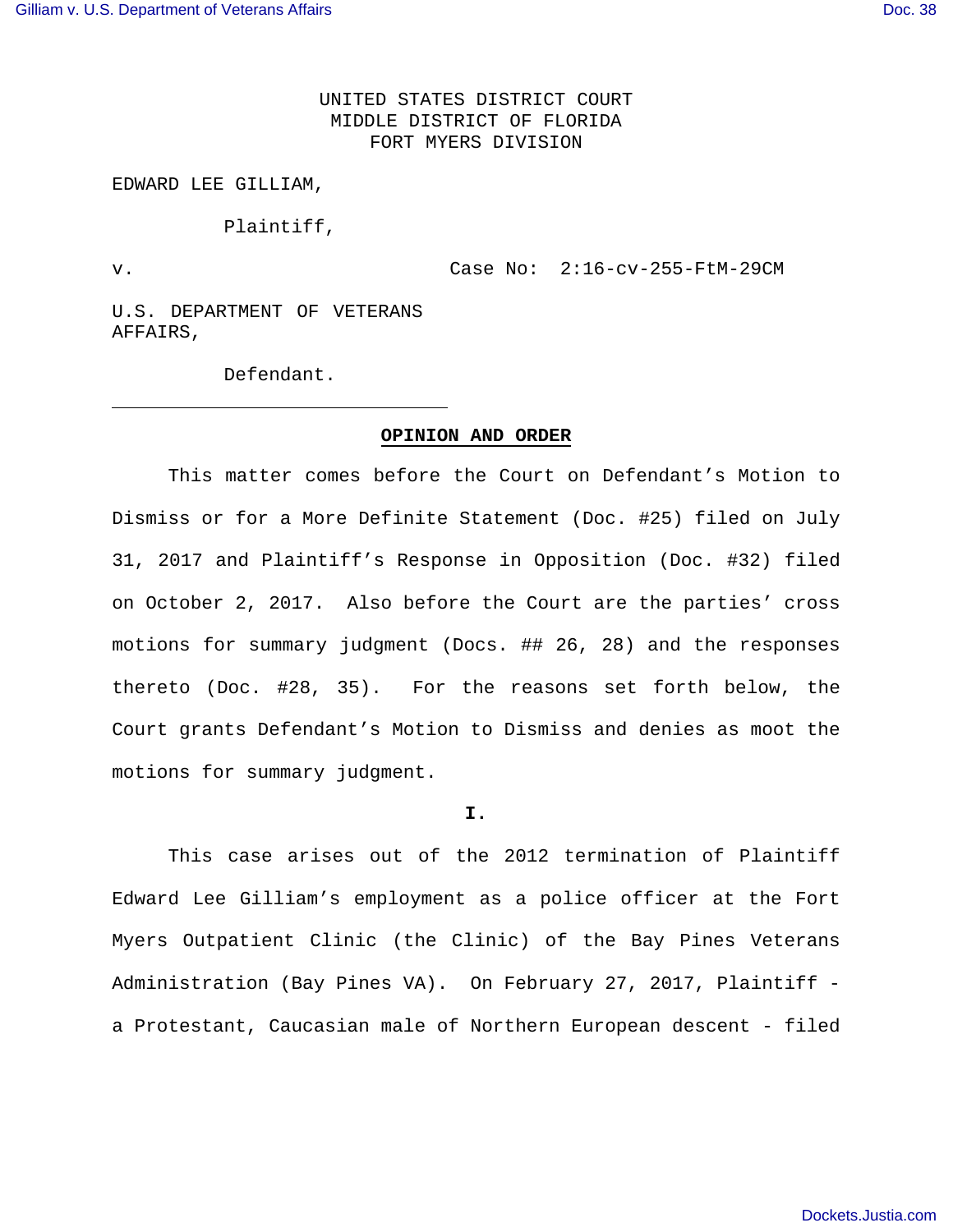UNITED STATES DISTRICT COURT
MIDDLE DISTRICT OF FLORIDA
FORT MYERS DIVISION

EDWARD LEE GILLIAM,

Plaintiff,

v. Case No: 2:16-cv-255-FtM-29CM

U.S. DEPARTMENT OF VETERANS AFFAIRS,

Defendant.

---

**OPINION AND ORDER**

This matter comes before the Court on Defendant's Motion to Dismiss or for a More Definite Statement (Doc. #25) filed on July 31, 2017 and Plaintiff's Response in Opposition (Doc. #32) filed on October 2, 2017. Also before the Court are the parties' cross motions for summary judgment (Docs. ## 26, 28) and the responses thereto (Doc. #28, 35). For the reasons set forth below, the Court grants Defendant's Motion to Dismiss and denies as moot the motions for summary judgment.

**I.**

This case arises out of the 2012 termination of Plaintiff Edward Lee Gilliam's employment as a police officer at the Fort Myers Outpatient Clinic (the Clinic) of the Bay Pines Veterans Administration (Bay Pines VA). On February 27, 2017, Plaintiff - a Protestant, Caucasian male of Northern European descent - filed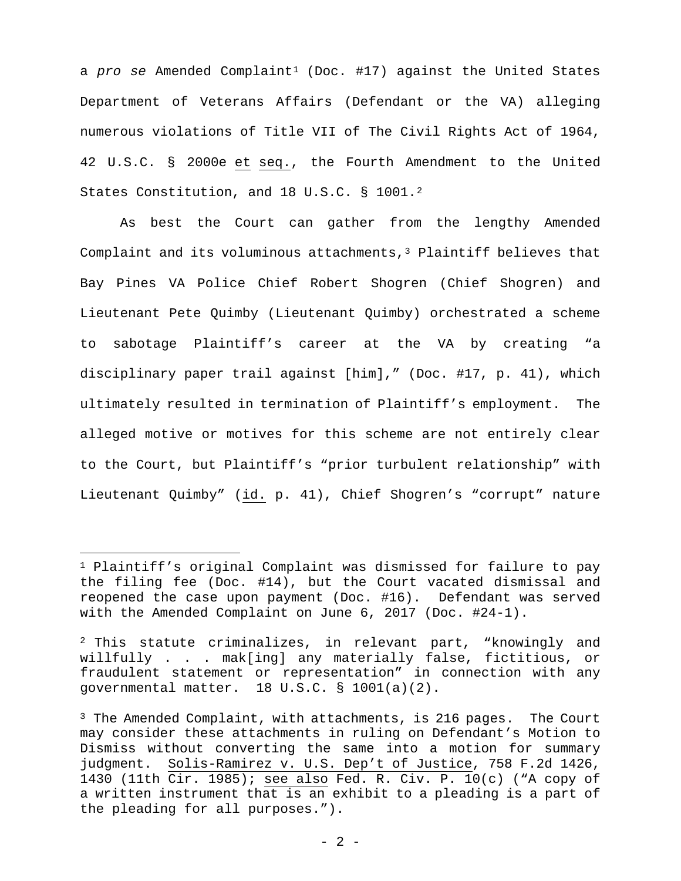a *pro se* Amended Complaint[1] (Doc. #17) against the United States Department of Veterans Affairs (Defendant or the VA) alleging numerous violations of Title VII of The Civil Rights Act of 1964, 42 U.S.C. § 2000e et seq., the Fourth Amendment to the United States Constitution, and 18 U.S.C. § 1001.[2]

As best the Court can gather from the lengthy Amended Complaint and its voluminous attachments,[3] Plaintiff believes that Bay Pines VA Police Chief Robert Shogren (Chief Shogren) and Lieutenant Pete Quimby (Lieutenant Quimby) orchestrated a scheme to sabotage Plaintiff's career at the VA by creating "a disciplinary paper trail against [him]," (Doc. #17, p. 41), which ultimately resulted in termination of Plaintiff's employment. The alleged motive or motives for this scheme are not entirely clear to the Court, but Plaintiff's "prior turbulent relationship" with Lieutenant Quimby" (id. p. 41), Chief Shogren's "corrupt" nature

---

[1] Plaintiff's original Complaint was dismissed for failure to pay the filing fee (Doc. #14), but the Court vacated dismissal and reopened the case upon payment (Doc. #16). Defendant was served with the Amended Complaint on June 6, 2017 (Doc. #24-1).

[2] This statute criminalizes, in relevant part, "knowingly and willfully . . . mak[ing] any materially false, fictitious, or fraudulent statement or representation" in connection with any governmental matter. 18 U.S.C. § 1001(a)(2).

[3] The Amended Complaint, with attachments, is 216 pages. The Court may consider these attachments in ruling on Defendant's Motion to Dismiss without converting the same into a motion for summary judgment. Solis-Ramirez v. U.S. Dep't of Justice, 758 F.2d 1426, 1430 (11th Cir. 1985); see also Fed. R. Civ. P. 10(c) ("A copy of a written instrument that is an exhibit to a pleading is a part of the pleading for all purposes.").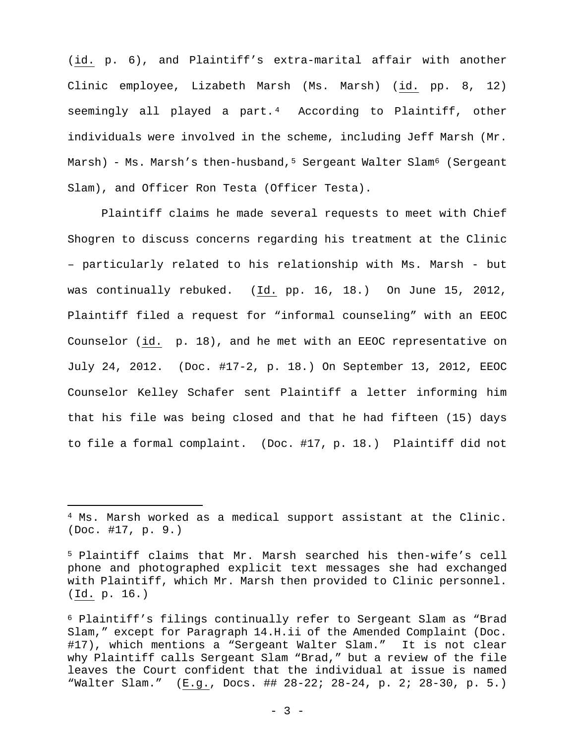(id. p. 6), and Plaintiff's extra-marital affair with another Clinic employee, Lizabeth Marsh (Ms. Marsh) (id. pp. 8, 12) seemingly all played a part.[4] According to Plaintiff, other individuals were involved in the scheme, including Jeff Marsh (Mr. Marsh) - Ms. Marsh's then-husband,[5] Sergeant Walter Slam[6] (Sergeant Slam), and Officer Ron Testa (Officer Testa).

Plaintiff claims he made several requests to meet with Chief Shogren to discuss concerns regarding his treatment at the Clinic – particularly related to his relationship with Ms. Marsh - but was continually rebuked. (Id. pp. 16, 18.) On June 15, 2012, Plaintiff filed a request for "informal counseling" with an EEOC Counselor (id. p. 18), and he met with an EEOC representative on July 24, 2012. (Doc. #17-2, p. 18.) On September 13, 2012, EEOC Counselor Kelley Schafer sent Plaintiff a letter informing him that his file was being closed and that he had fifteen (15) days to file a formal complaint. (Doc. #17, p. 18.) Plaintiff did not

---

[4] Ms. Marsh worked as a medical support assistant at the Clinic. (Doc. #17, p. 9.)

[5] Plaintiff claims that Mr. Marsh searched his then-wife's cell phone and photographed explicit text messages she had exchanged with Plaintiff, which Mr. Marsh then provided to Clinic personnel. (Id. p. 16.)

[6] Plaintiff's filings continually refer to Sergeant Slam as "Brad Slam," except for Paragraph 14.H.ii of the Amended Complaint (Doc. #17), which mentions a "Sergeant Walter Slam." It is not clear why Plaintiff calls Sergeant Slam "Brad," but a review of the file leaves the Court confident that the individual at issue is named "Walter Slam." (E.g., Docs. ## 28-22; 28-24, p. 2; 28-30, p. 5.)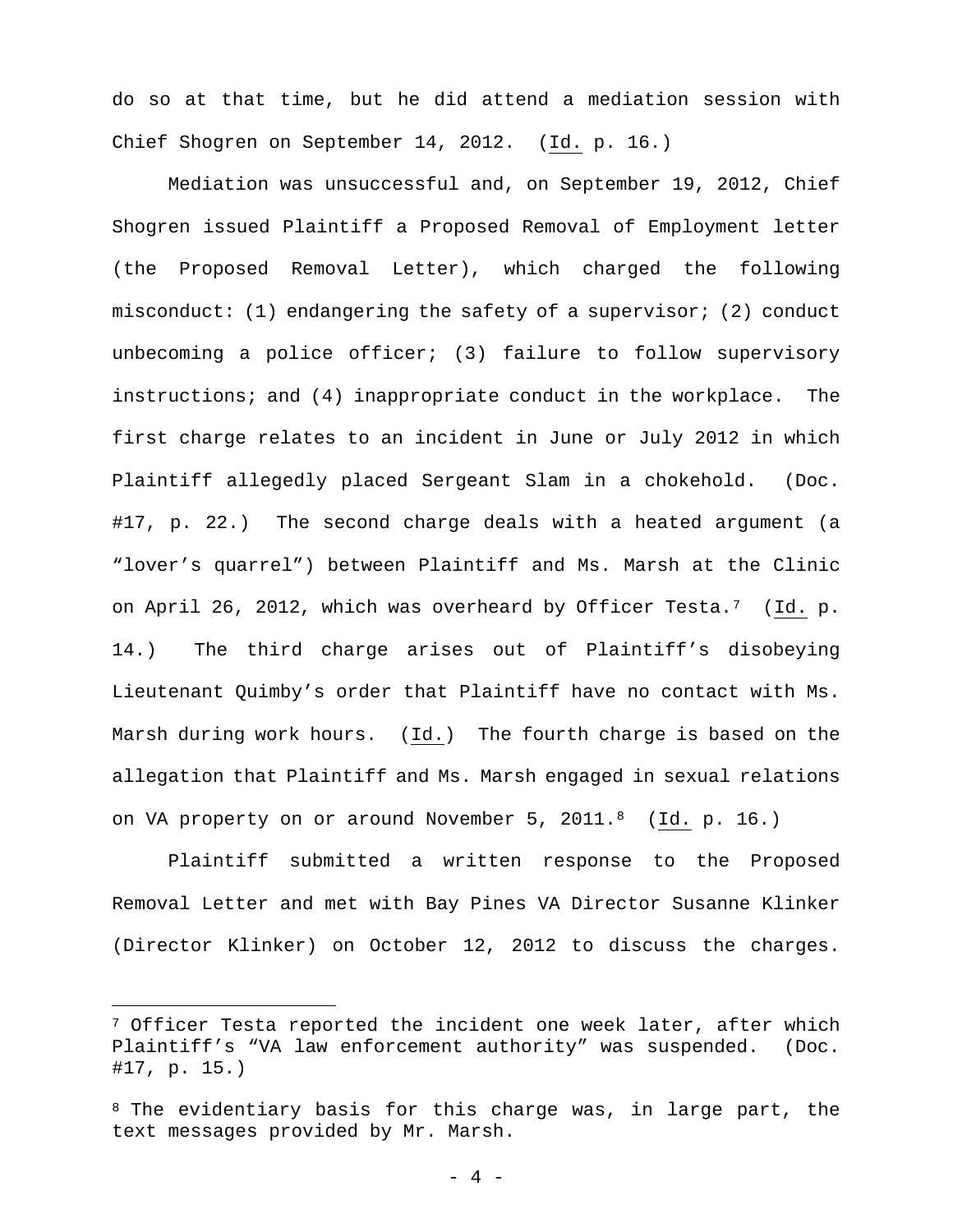do so at that time, but he did attend a mediation session with Chief Shogren on September 14, 2012. (Id. p. 16.)

Mediation was unsuccessful and, on September 19, 2012, Chief Shogren issued Plaintiff a Proposed Removal of Employment letter (the Proposed Removal Letter), which charged the following misconduct: (1) endangering the safety of a supervisor; (2) conduct unbecoming a police officer; (3) failure to follow supervisory instructions; and (4) inappropriate conduct in the workplace. The first charge relates to an incident in June or July 2012 in which Plaintiff allegedly placed Sergeant Slam in a chokehold. (Doc. #17, p. 22.) The second charge deals with a heated argument (a "lover's quarrel") between Plaintiff and Ms. Marsh at the Clinic on April 26, 2012, which was overheard by Officer Testa.[7] (Id. p. 14.) The third charge arises out of Plaintiff's disobeying Lieutenant Quimby's order that Plaintiff have no contact with Ms. Marsh during work hours. (Id.) The fourth charge is based on the allegation that Plaintiff and Ms. Marsh engaged in sexual relations on VA property on or around November 5, 2011.[8] (Id. p. 16.)

Plaintiff submitted a written response to the Proposed Removal Letter and met with Bay Pines VA Director Susanne Klinker (Director Klinker) on October 12, 2012 to discuss the charges.

---

[7] Officer Testa reported the incident one week later, after which Plaintiff's "VA law enforcement authority" was suspended. (Doc. #17, p. 15.)

[8] The evidentiary basis for this charge was, in large part, the text messages provided by Mr. Marsh.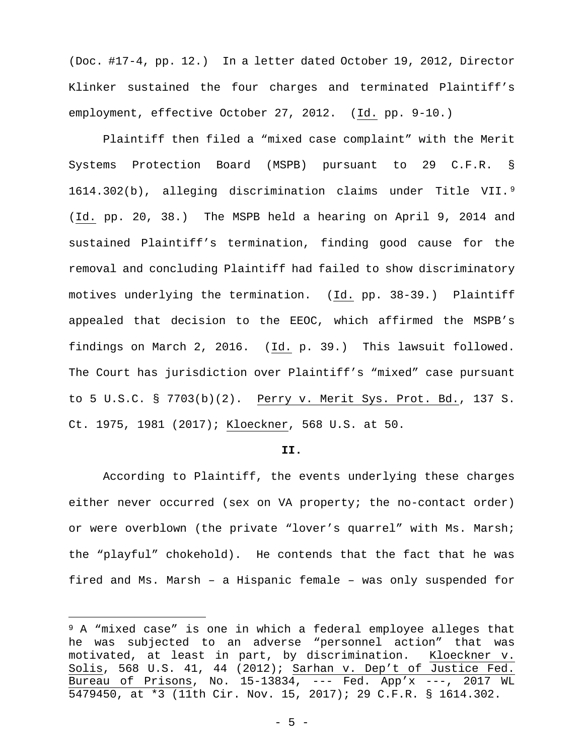(Doc. #17-4, pp. 12.) In a letter dated October 19, 2012, Director Klinker sustained the four charges and terminated Plaintiff's employment, effective October 27, 2012. (Id. pp. 9-10.)

Plaintiff then filed a "mixed case complaint" with the Merit Systems Protection Board (MSPB) pursuant to 29 C.F.R. § 1614.302(b), alleging discrimination claims under Title VII.[9] (Id. pp. 20, 38.) The MSPB held a hearing on April 9, 2014 and sustained Plaintiff's termination, finding good cause for the removal and concluding Plaintiff had failed to show discriminatory motives underlying the termination. (Id. pp. 38-39.) Plaintiff appealed that decision to the EEOC, which affirmed the MSPB's findings on March 2, 2016. (Id. p. 39.) This lawsuit followed. The Court has jurisdiction over Plaintiff's "mixed" case pursuant to 5 U.S.C. § 7703(b)(2). Perry v. Merit Sys. Prot. Bd., 137 S. Ct. 1975, 1981 (2017); Kloeckner, 568 U.S. at 50.

**II.**

According to Plaintiff, the events underlying these charges either never occurred (sex on VA property; the no-contact order) or were overblown (the private "lover's quarrel" with Ms. Marsh; the "playful" chokehold). He contends that the fact that he was fired and Ms. Marsh – a Hispanic female – was only suspended for

[9] A "mixed case" is one in which a federal employee alleges that he was subjected to an adverse "personnel action" that was motivated, at least in part, by discrimination. Kloeckner v. Solis, 568 U.S. 41, 44 (2012); Sarhan v. Dep't of Justice Fed. Bureau of Prisons, No. 15-13834, --- Fed. App'x ---, 2017 WL 5479450, at *3 (11th Cir. Nov. 15, 2017); 29 C.F.R. § 1614.302.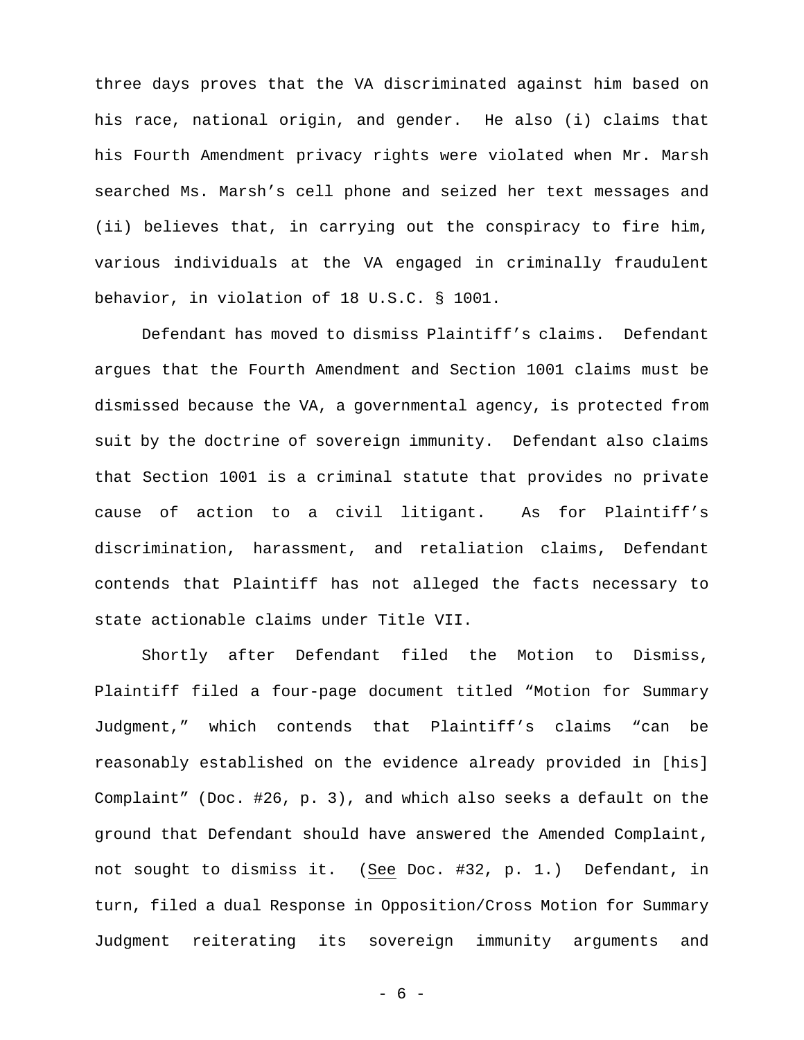three days proves that the VA discriminated against him based on his race, national origin, and gender. He also (i) claims that his Fourth Amendment privacy rights were violated when Mr. Marsh searched Ms. Marsh's cell phone and seized her text messages and (ii) believes that, in carrying out the conspiracy to fire him, various individuals at the VA engaged in criminally fraudulent behavior, in violation of 18 U.S.C. § 1001.

Defendant has moved to dismiss Plaintiff's claims. Defendant argues that the Fourth Amendment and Section 1001 claims must be dismissed because the VA, a governmental agency, is protected from suit by the doctrine of sovereign immunity. Defendant also claims that Section 1001 is a criminal statute that provides no private cause of action to a civil litigant. As for Plaintiff's discrimination, harassment, and retaliation claims, Defendant contends that Plaintiff has not alleged the facts necessary to state actionable claims under Title VII.

Shortly after Defendant filed the Motion to Dismiss, Plaintiff filed a four-page document titled "Motion for Summary Judgment," which contends that Plaintiff's claims "can be reasonably established on the evidence already provided in [his] Complaint" (Doc. #26, p. 3), and which also seeks a default on the ground that Defendant should have answered the Amended Complaint, not sought to dismiss it. (See Doc. #32, p. 1.) Defendant, in turn, filed a dual Response in Opposition/Cross Motion for Summary Judgment reiterating its sovereign immunity arguments and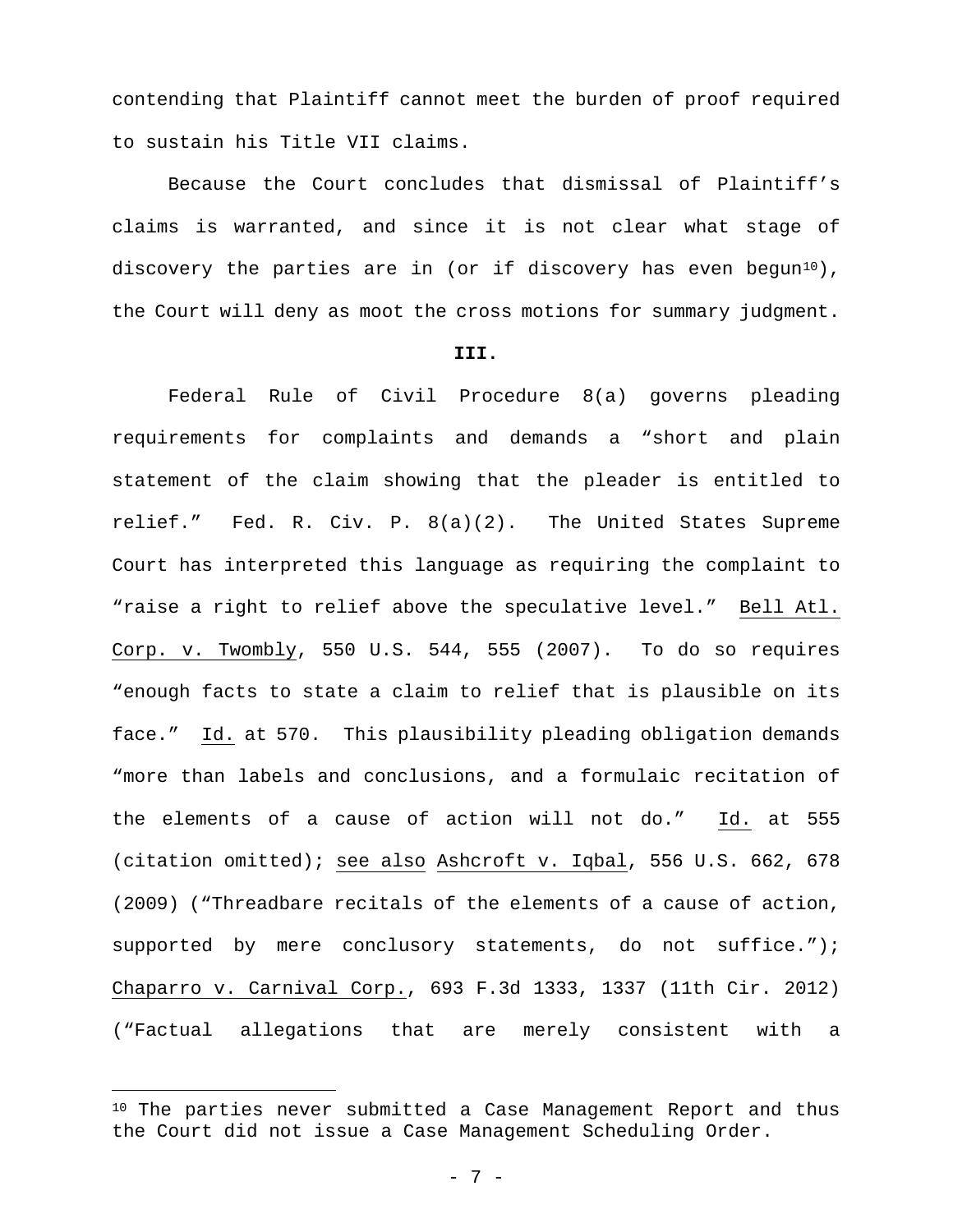contending that Plaintiff cannot meet the burden of proof required to sustain his Title VII claims.

Because the Court concludes that dismissal of Plaintiff's claims is warranted, and since it is not clear what stage of discovery the parties are in (or if discovery has even begun[10]), the Court will deny as moot the cross motions for summary judgment.

**III.**

Federal Rule of Civil Procedure 8(a) governs pleading requirements for complaints and demands a "short and plain statement of the claim showing that the pleader is entitled to relief." Fed. R. Civ. P. 8(a)(2). The United States Supreme Court has interpreted this language as requiring the complaint to "raise a right to relief above the speculative level." Bell Atl. Corp. v. Twombly, 550 U.S. 544, 555 (2007). To do so requires "enough facts to state a claim to relief that is plausible on its face." Id. at 570. This plausibility pleading obligation demands "more than labels and conclusions, and a formulaic recitation of the elements of a cause of action will not do." Id. at 555 (citation omitted); see also Ashcroft v. Iqbal, 556 U.S. 662, 678 (2009) ("Threadbare recitals of the elements of a cause of action, supported by mere conclusory statements, do not suffice."); Chaparro v. Carnival Corp., 693 F.3d 1333, 1337 (11th Cir. 2012) ("Factual allegations that are merely consistent with a

[10] The parties never submitted a Case Management Report and thus the Court did not issue a Case Management Scheduling Order.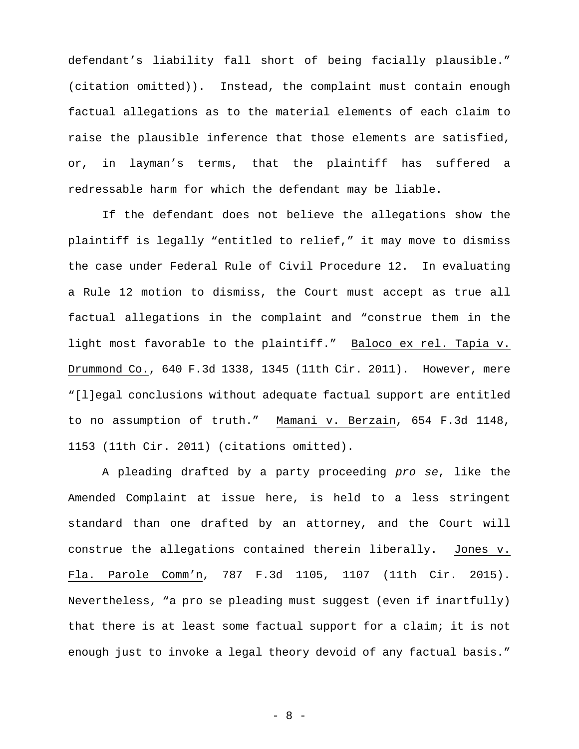defendant's liability fall short of being facially plausible." (citation omitted)). Instead, the complaint must contain enough factual allegations as to the material elements of each claim to raise the plausible inference that those elements are satisfied, or, in layman's terms, that the plaintiff has suffered a redressable harm for which the defendant may be liable.

If the defendant does not believe the allegations show the plaintiff is legally "entitled to relief," it may move to dismiss the case under Federal Rule of Civil Procedure 12. In evaluating a Rule 12 motion to dismiss, the Court must accept as true all factual allegations in the complaint and "construe them in the light most favorable to the plaintiff." Baloco ex rel. Tapia v. Drummond Co., 640 F.3d 1338, 1345 (11th Cir. 2011). However, mere "[l]egal conclusions without adequate factual support are entitled to no assumption of truth." Mamani v. Berzain, 654 F.3d 1148, 1153 (11th Cir. 2011) (citations omitted).

A pleading drafted by a party proceeding *pro se*, like the Amended Complaint at issue here, is held to a less stringent standard than one drafted by an attorney, and the Court will construe the allegations contained therein liberally. Jones v. Fla. Parole Comm'n, 787 F.3d 1105, 1107 (11th Cir. 2015). Nevertheless, "a pro se pleading must suggest (even if inartfully) that there is at least some factual support for a claim; it is not enough just to invoke a legal theory devoid of any factual basis."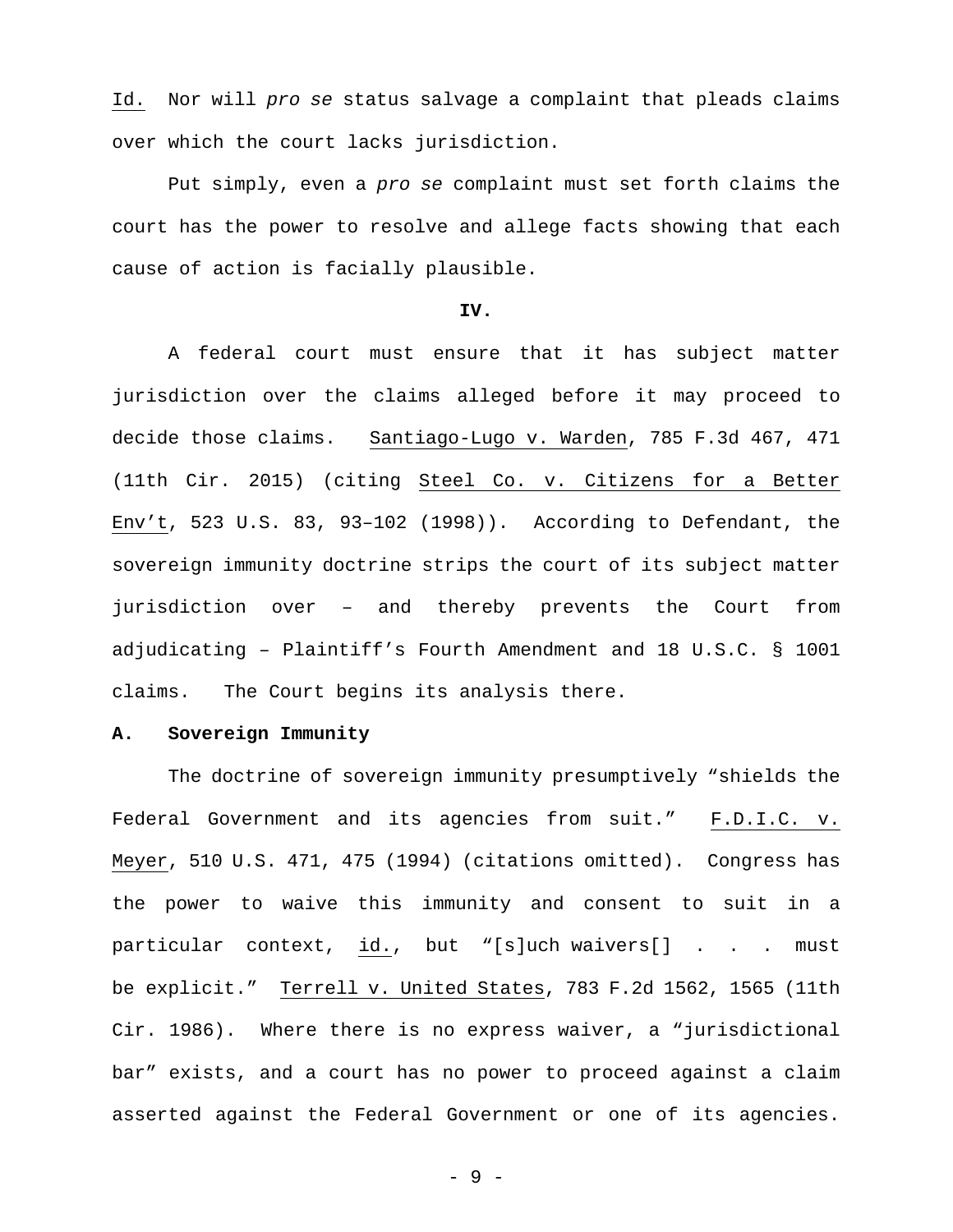Id. Nor will *pro se* status salvage a complaint that pleads claims over which the court lacks jurisdiction.

Put simply, even a *pro se* complaint must set forth claims the court has the power to resolve and allege facts showing that each cause of action is facially plausible.

**IV.**

A federal court must ensure that it has subject matter jurisdiction over the claims alleged before it may proceed to decide those claims. Santiago-Lugo v. Warden, 785 F.3d 467, 471 (11th Cir. 2015) (citing Steel Co. v. Citizens for a Better Env't, 523 U.S. 83, 93–102 (1998)). According to Defendant, the sovereign immunity doctrine strips the court of its subject matter jurisdiction over – and thereby prevents the Court from adjudicating – Plaintiff's Fourth Amendment and 18 U.S.C. § 1001 claims. The Court begins its analysis there.

**A. Sovereign Immunity**

The doctrine of sovereign immunity presumptively "shields the Federal Government and its agencies from suit." F.D.I.C. v. Meyer, 510 U.S. 471, 475 (1994) (citations omitted). Congress has the power to waive this immunity and consent to suit in a particular context, id., but "[s]uch waivers[] . . . must be explicit." Terrell v. United States, 783 F.2d 1562, 1565 (11th Cir. 1986). Where there is no express waiver, a "jurisdictional bar" exists, and a court has no power to proceed against a claim asserted against the Federal Government or one of its agencies.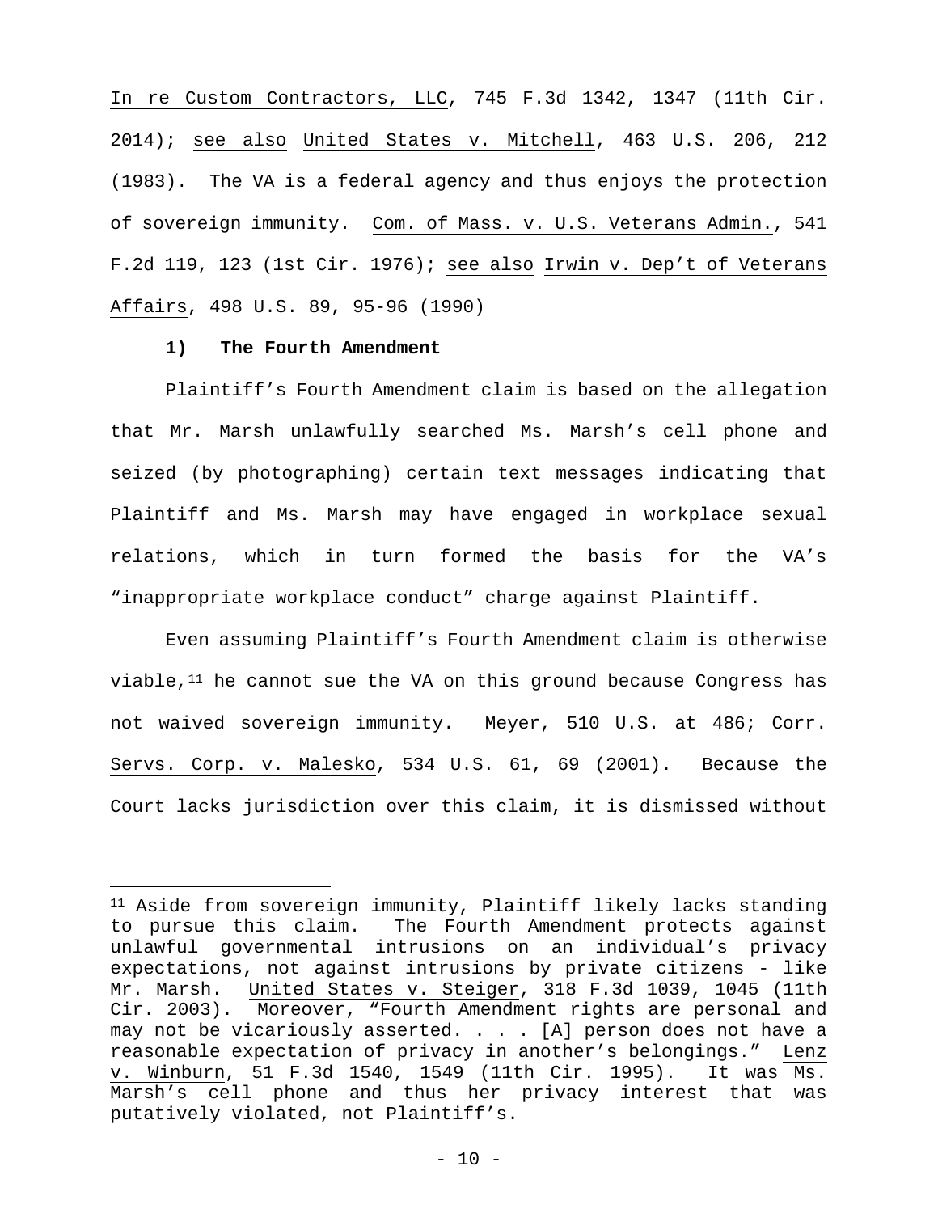In re Custom Contractors, LLC, 745 F.3d 1342, 1347 (11th Cir. 2014); see also United States v. Mitchell, 463 U.S. 206, 212 (1983). The VA is a federal agency and thus enjoys the protection of sovereign immunity. Com. of Mass. v. U.S. Veterans Admin., 541 F.2d 119, 123 (1st Cir. 1976); see also Irwin v. Dep't of Veterans Affairs, 498 U.S. 89, 95-96 (1990)

**1) The Fourth Amendment**

Plaintiff's Fourth Amendment claim is based on the allegation that Mr. Marsh unlawfully searched Ms. Marsh's cell phone and seized (by photographing) certain text messages indicating that Plaintiff and Ms. Marsh may have engaged in workplace sexual relations, which in turn formed the basis for the VA's "inappropriate workplace conduct" charge against Plaintiff.

Even assuming Plaintiff's Fourth Amendment claim is otherwise viable,[11] he cannot sue the VA on this ground because Congress has not waived sovereign immunity. Meyer, 510 U.S. at 486; Corr. Servs. Corp. v. Malesko, 534 U.S. 61, 69 (2001). Because the Court lacks jurisdiction over this claim, it is dismissed without

[11] Aside from sovereign immunity, Plaintiff likely lacks standing to pursue this claim. The Fourth Amendment protects against unlawful governmental intrusions on an individual's privacy expectations, not against intrusions by private citizens - like Mr. Marsh. United States v. Steiger, 318 F.3d 1039, 1045 (11th Cir. 2003). Moreover, "Fourth Amendment rights are personal and may not be vicariously asserted. . . . [A] person does not have a reasonable expectation of privacy in another's belongings." Lenz v. Winburn, 51 F.3d 1540, 1549 (11th Cir. 1995). It was Ms. Marsh's cell phone and thus her privacy interest that was putatively violated, not Plaintiff's.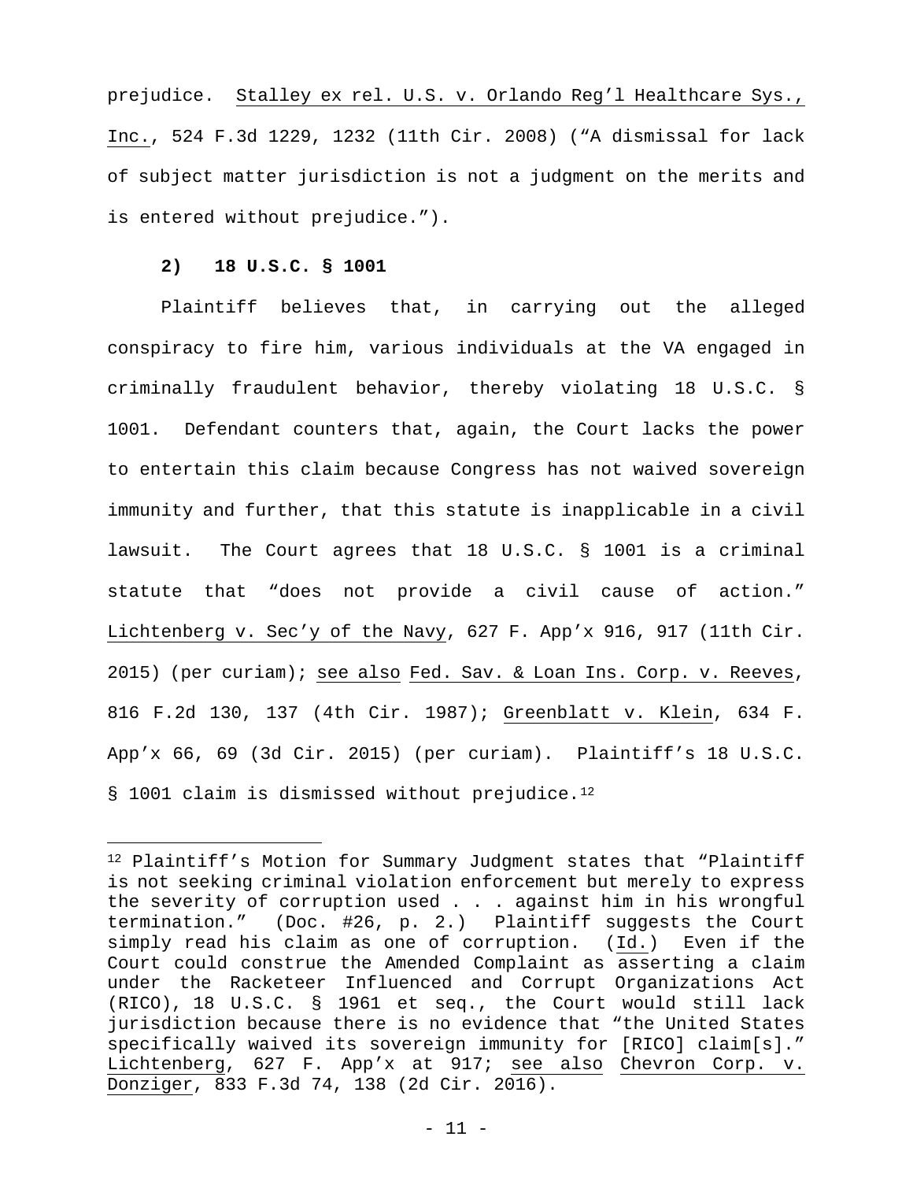prejudice. Stalley ex rel. U.S. v. Orlando Reg'l Healthcare Sys., Inc., 524 F.3d 1229, 1232 (11th Cir. 2008) ("A dismissal for lack of subject matter jurisdiction is not a judgment on the merits and is entered without prejudice.").

**2) 18 U.S.C. § 1001**

Plaintiff believes that, in carrying out the alleged conspiracy to fire him, various individuals at the VA engaged in criminally fraudulent behavior, thereby violating 18 U.S.C. § 1001. Defendant counters that, again, the Court lacks the power to entertain this claim because Congress has not waived sovereign immunity and further, that this statute is inapplicable in a civil lawsuit. The Court agrees that 18 U.S.C. § 1001 is a criminal statute that "does not provide a civil cause of action." Lichtenberg v. Sec'y of the Navy, 627 F. App'x 916, 917 (11th Cir. 2015) (per curiam); see also Fed. Sav. & Loan Ins. Corp. v. Reeves, 816 F.2d 130, 137 (4th Cir. 1987); Greenblatt v. Klein, 634 F. App'x 66, 69 (3d Cir. 2015) (per curiam). Plaintiff's 18 U.S.C. § 1001 claim is dismissed without prejudice.[12]

---

[12] Plaintiff's Motion for Summary Judgment states that "Plaintiff is not seeking criminal violation enforcement but merely to express the severity of corruption used . . . against him in his wrongful termination." (Doc. #26, p. 2.) Plaintiff suggests the Court simply read his claim as one of corruption. (Id.) Even if the Court could construe the Amended Complaint as asserting a claim under the Racketeer Influenced and Corrupt Organizations Act (RICO), 18 U.S.C. § 1961 et seq., the Court would still lack jurisdiction because there is no evidence that "the United States specifically waived its sovereign immunity for [RICO] claim[s]." Lichtenberg, 627 F. App'x at 917; see also Chevron Corp. v. Donziger, 833 F.3d 74, 138 (2d Cir. 2016).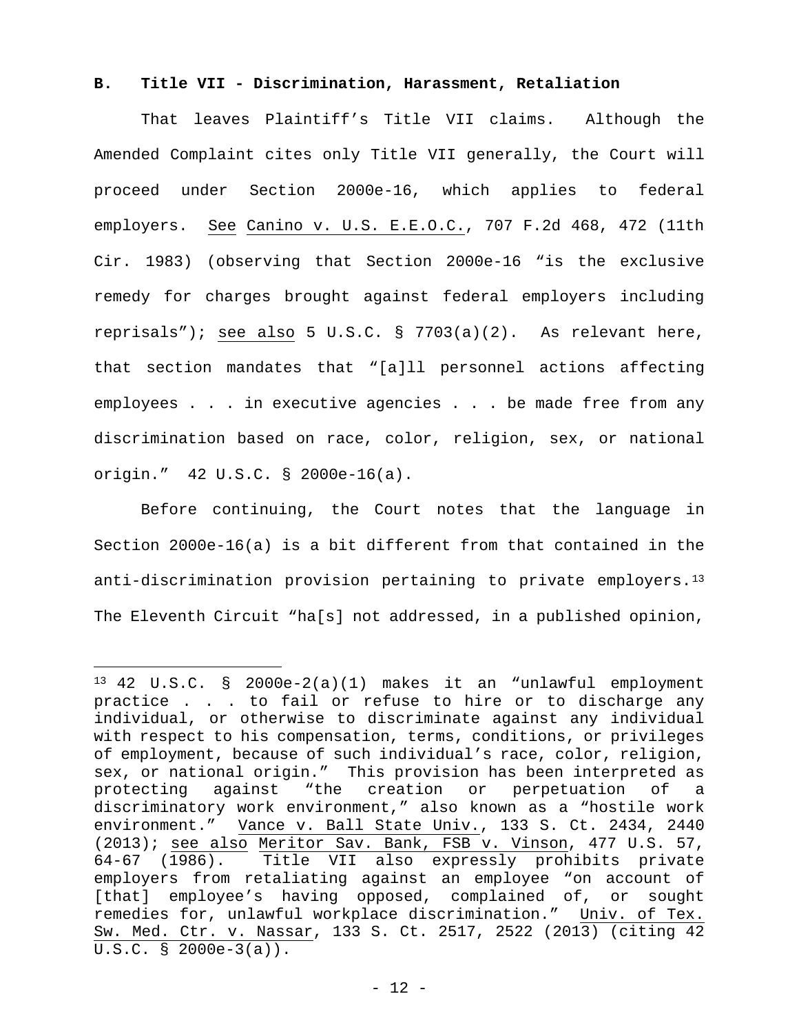### B. Title VII - Discrimination, Harassment, Retaliation

That leaves Plaintiff's Title VII claims. Although the Amended Complaint cites only Title VII generally, the Court will proceed under Section 2000e-16, which applies to federal employers. See Canino v. U.S. E.E.O.C., 707 F.2d 468, 472 (11th Cir. 1983) (observing that Section 2000e-16 "is the exclusive remedy for charges brought against federal employers including reprisals"); see also 5 U.S.C. § 7703(a)(2). As relevant here, that section mandates that "[a]ll personnel actions affecting employees . . . in executive agencies . . . be made free from any discrimination based on race, color, religion, sex, or national origin." 42 U.S.C. § 2000e-16(a).

Before continuing, the Court notes that the language in Section 2000e-16(a) is a bit different from that contained in the anti-discrimination provision pertaining to private employers.[13] The Eleventh Circuit "ha[s] not addressed, in a published opinion,

---

[13] 42 U.S.C. § 2000e-2(a)(1) makes it an "unlawful employment practice . . . to fail or refuse to hire or to discharge any individual, or otherwise to discriminate against any individual with respect to his compensation, terms, conditions, or privileges of employment, because of such individual's race, color, religion, sex, or national origin." This provision has been interpreted as protecting against "the creation or perpetuation of a discriminatory work environment," also known as a "hostile work environment." Vance v. Ball State Univ., 133 S. Ct. 2434, 2440 (2013); see also Meritor Sav. Bank, FSB v. Vinson, 477 U.S. 57, 64-67 (1986). Title VII also expressly prohibits private employers from retaliating against an employee "on account of [that] employee's having opposed, complained of, or sought remedies for, unlawful workplace discrimination." Univ. of Tex. Sw. Med. Ctr. v. Nassar, 133 S. Ct. 2517, 2522 (2013) (citing 42 U.S.C. § 2000e-3(a)).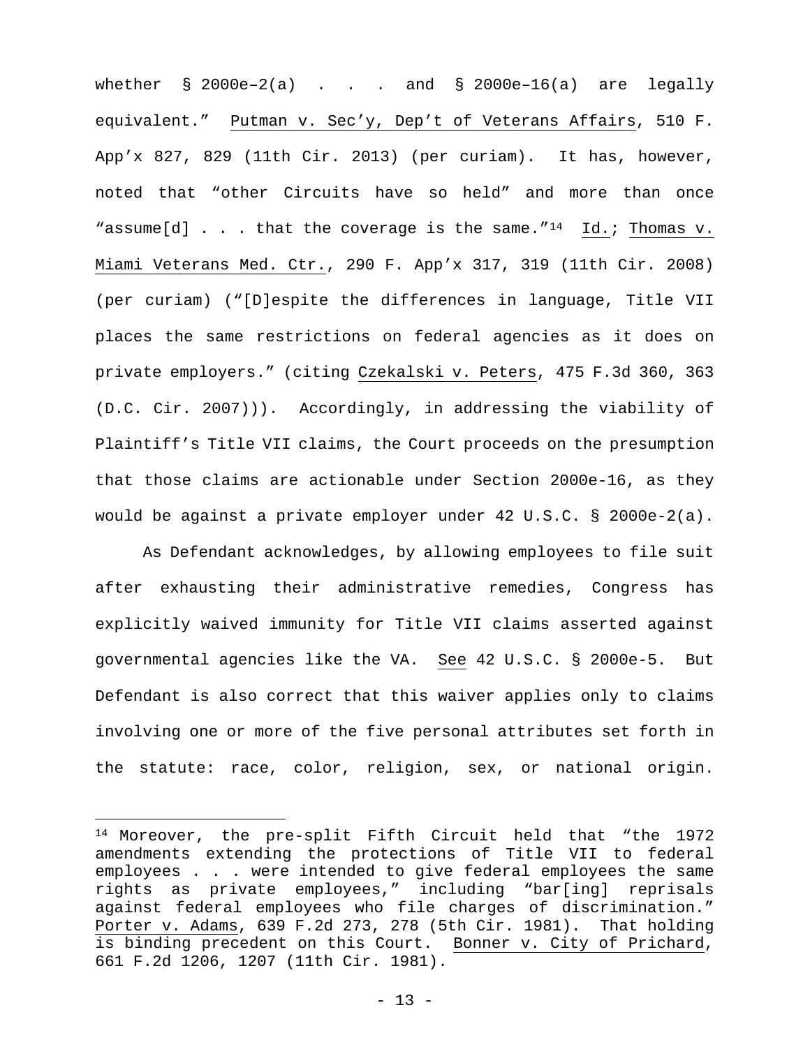whether § 2000e–2(a) . . . and § 2000e–16(a) are legally equivalent." Putman v. Sec'y, Dep't of Veterans Affairs, 510 F. App'x 827, 829 (11th Cir. 2013) (per curiam). It has, however, noted that "other Circuits have so held" and more than once "assume[d] . . . that the coverage is the same."[14] Id.; Thomas v. Miami Veterans Med. Ctr., 290 F. App'x 317, 319 (11th Cir. 2008) (per curiam) ("[D]espite the differences in language, Title VII places the same restrictions on federal agencies as it does on private employers." (citing Czekalski v. Peters, 475 F.3d 360, 363 (D.C. Cir. 2007))). Accordingly, in addressing the viability of Plaintiff's Title VII claims, the Court proceeds on the presumption that those claims are actionable under Section 2000e-16, as they would be against a private employer under 42 U.S.C. § 2000e-2(a).

As Defendant acknowledges, by allowing employees to file suit after exhausting their administrative remedies, Congress has explicitly waived immunity for Title VII claims asserted against governmental agencies like the VA. See 42 U.S.C. § 2000e-5. But Defendant is also correct that this waiver applies only to claims involving one or more of the five personal attributes set forth in the statute: race, color, religion, sex, or national origin.

---

[14] Moreover, the pre-split Fifth Circuit held that "the 1972 amendments extending the protections of Title VII to federal employees . . . were intended to give federal employees the same rights as private employees," including "bar[ing] reprisals against federal employees who file charges of discrimination." Porter v. Adams, 639 F.2d 273, 278 (5th Cir. 1981). That holding is binding precedent on this Court. Bonner v. City of Prichard, 661 F.2d 1206, 1207 (11th Cir. 1981).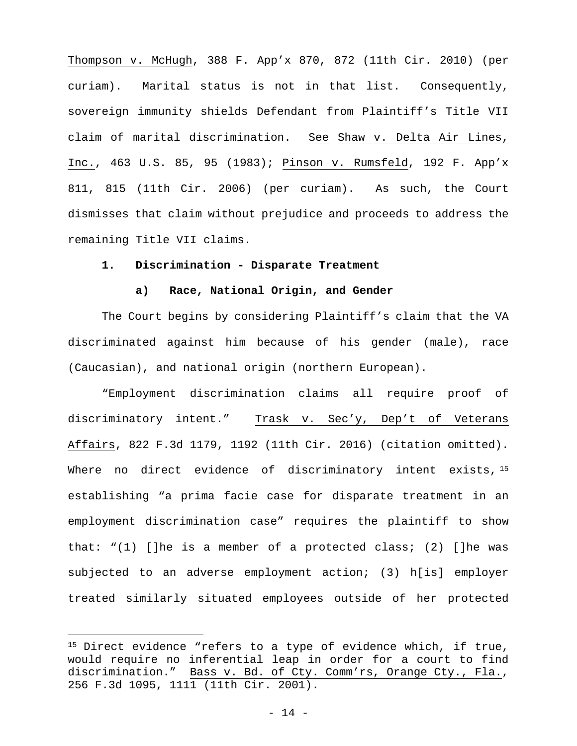Thompson v. McHugh, 388 F. App'x 870, 872 (11th Cir. 2010) (per curiam). Marital status is not in that list. Consequently, sovereign immunity shields Defendant from Plaintiff's Title VII claim of marital discrimination. See Shaw v. Delta Air Lines, Inc., 463 U.S. 85, 95 (1983); Pinson v. Rumsfeld, 192 F. App'x 811, 815 (11th Cir. 2006) (per curiam). As such, the Court dismisses that claim without prejudice and proceeds to address the remaining Title VII claims.

**1. Discrimination - Disparate Treatment**

**a) Race, National Origin, and Gender**

The Court begins by considering Plaintiff's claim that the VA discriminated against him because of his gender (male), race (Caucasian), and national origin (northern European).

"Employment discrimination claims all require proof of discriminatory intent." Trask v. Sec'y, Dep't of Veterans Affairs, 822 F.3d 1179, 1192 (11th Cir. 2016) (citation omitted). Where no direct evidence of discriminatory intent exists,[15] establishing "a prima facie case for disparate treatment in an employment discrimination case" requires the plaintiff to show that: "(1) []he is a member of a protected class; (2) []he was subjected to an adverse employment action; (3) h[is] employer treated similarly situated employees outside of her protected

---

[15] Direct evidence "refers to a type of evidence which, if true, would require no inferential leap in order for a court to find discrimination." Bass v. Bd. of Cty. Comm'rs, Orange Cty., Fla., 256 F.3d 1095, 1111 (11th Cir. 2001).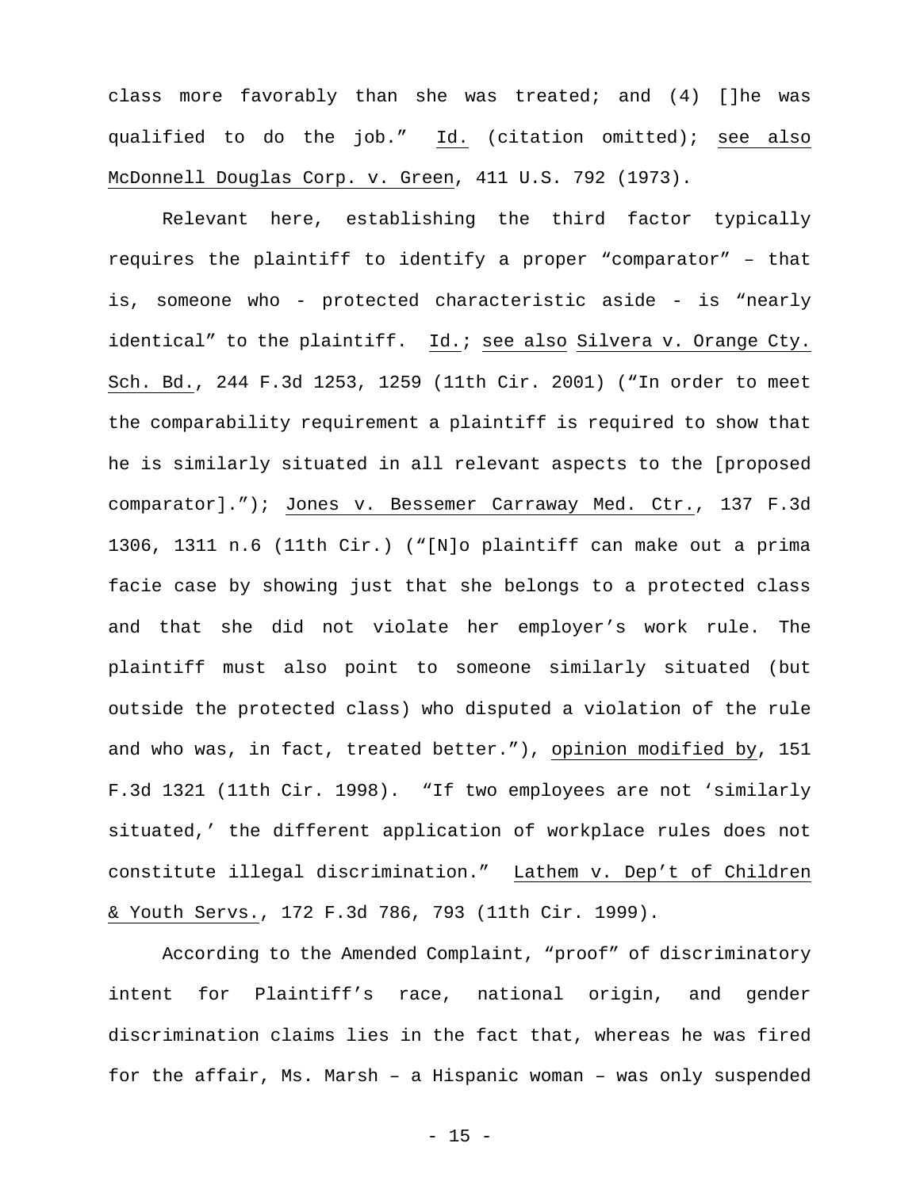class more favorably than she was treated; and (4) []he was qualified to do the job." Id. (citation omitted); see also McDonnell Douglas Corp. v. Green, 411 U.S. 792 (1973).

Relevant here, establishing the third factor typically requires the plaintiff to identify a proper "comparator" – that is, someone who - protected characteristic aside - is "nearly identical" to the plaintiff. Id.; see also Silvera v. Orange Cty. Sch. Bd., 244 F.3d 1253, 1259 (11th Cir. 2001) ("In order to meet the comparability requirement a plaintiff is required to show that he is similarly situated in all relevant aspects to the [proposed comparator]."); Jones v. Bessemer Carraway Med. Ctr., 137 F.3d 1306, 1311 n.6 (11th Cir.) ("[N]o plaintiff can make out a prima facie case by showing just that she belongs to a protected class and that she did not violate her employer's work rule. The plaintiff must also point to someone similarly situated (but outside the protected class) who disputed a violation of the rule and who was, in fact, treated better."), opinion modified by, 151 F.3d 1321 (11th Cir. 1998). "If two employees are not 'similarly situated,' the different application of workplace rules does not constitute illegal discrimination." Lathem v. Dep't of Children & Youth Servs., 172 F.3d 786, 793 (11th Cir. 1999).

According to the Amended Complaint, "proof" of discriminatory intent for Plaintiff's race, national origin, and gender discrimination claims lies in the fact that, whereas he was fired for the affair, Ms. Marsh – a Hispanic woman – was only suspended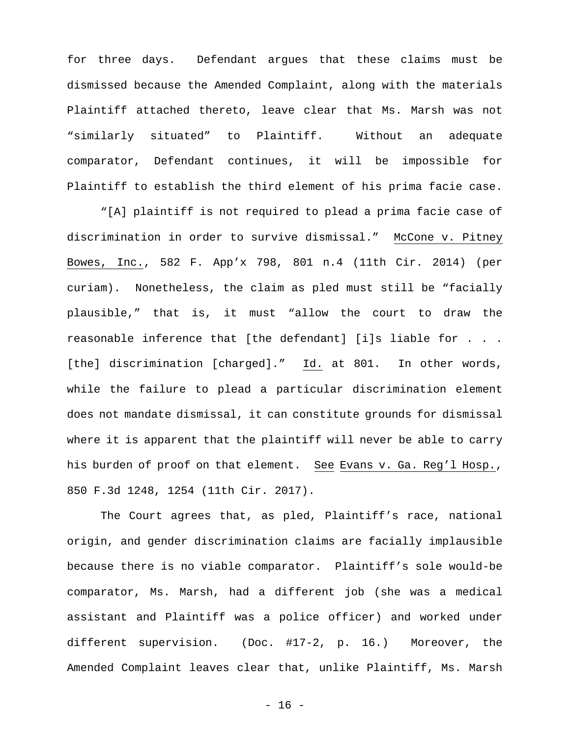for three days. Defendant argues that these claims must be dismissed because the Amended Complaint, along with the materials Plaintiff attached thereto, leave clear that Ms. Marsh was not "similarly situated" to Plaintiff. Without an adequate comparator, Defendant continues, it will be impossible for Plaintiff to establish the third element of his prima facie case.

"[A] plaintiff is not required to plead a prima facie case of discrimination in order to survive dismissal." McCone v. Pitney Bowes, Inc., 582 F. App'x 798, 801 n.4 (11th Cir. 2014) (per curiam). Nonetheless, the claim as pled must still be "facially plausible," that is, it must "allow the court to draw the reasonable inference that [the defendant] [i]s liable for . . . [the] discrimination [charged]." Id. at 801. In other words, while the failure to plead a particular discrimination element does not mandate dismissal, it can constitute grounds for dismissal where it is apparent that the plaintiff will never be able to carry his burden of proof on that element. See Evans v. Ga. Reg'l Hosp., 850 F.3d 1248, 1254 (11th Cir. 2017).

The Court agrees that, as pled, Plaintiff's race, national origin, and gender discrimination claims are facially implausible because there is no viable comparator. Plaintiff's sole would-be comparator, Ms. Marsh, had a different job (she was a medical assistant and Plaintiff was a police officer) and worked under different supervision. (Doc. #17-2, p. 16.) Moreover, the Amended Complaint leaves clear that, unlike Plaintiff, Ms. Marsh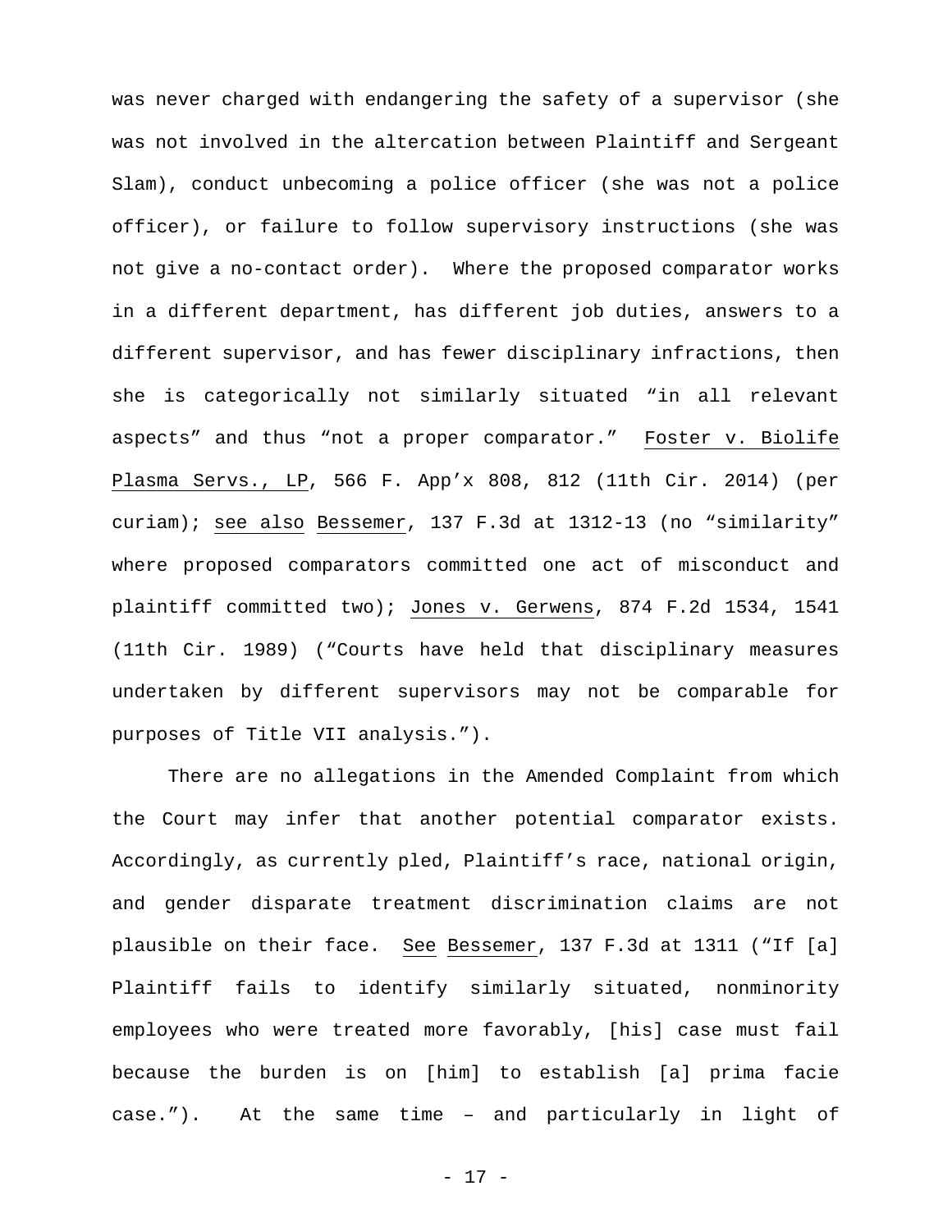was never charged with endangering the safety of a supervisor (she was not involved in the altercation between Plaintiff and Sergeant Slam), conduct unbecoming a police officer (she was not a police officer), or failure to follow supervisory instructions (she was not give a no-contact order). Where the proposed comparator works in a different department, has different job duties, answers to a different supervisor, and has fewer disciplinary infractions, then she is categorically not similarly situated "in all relevant aspects" and thus "not a proper comparator." Foster v. Biolife Plasma Servs., LP, 566 F. App'x 808, 812 (11th Cir. 2014) (per curiam); see also Bessemer, 137 F.3d at 1312-13 (no "similarity" where proposed comparators committed one act of misconduct and plaintiff committed two); Jones v. Gerwens, 874 F.2d 1534, 1541 (11th Cir. 1989) ("Courts have held that disciplinary measures undertaken by different supervisors may not be comparable for purposes of Title VII analysis.").

There are no allegations in the Amended Complaint from which the Court may infer that another potential comparator exists. Accordingly, as currently pled, Plaintiff's race, national origin, and gender disparate treatment discrimination claims are not plausible on their face. See Bessemer, 137 F.3d at 1311 ("If [a] Plaintiff fails to identify similarly situated, nonminority employees who were treated more favorably, [his] case must fail because the burden is on [him] to establish [a] prima facie case."). At the same time – and particularly in light of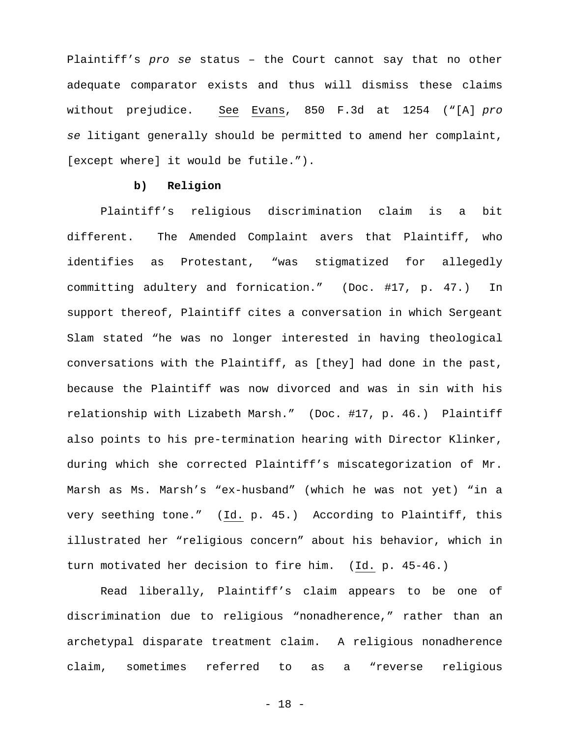Plaintiff's *pro se* status – the Court cannot say that no other adequate comparator exists and thus will dismiss these claims without prejudice. See Evans, 850 F.3d at 1254 ("[A] *pro se* litigant generally should be permitted to amend her complaint, [except where] it would be futile.").

**b) Religion**

Plaintiff's religious discrimination claim is a bit different. The Amended Complaint avers that Plaintiff, who identifies as Protestant, "was stigmatized for allegedly committing adultery and fornication." (Doc. #17, p. 47.) In support thereof, Plaintiff cites a conversation in which Sergeant Slam stated "he was no longer interested in having theological conversations with the Plaintiff, as [they] had done in the past, because the Plaintiff was now divorced and was in sin with his relationship with Lizabeth Marsh." (Doc. #17, p. 46.) Plaintiff also points to his pre-termination hearing with Director Klinker, during which she corrected Plaintiff's miscategorization of Mr. Marsh as Ms. Marsh's "ex-husband" (which he was not yet) "in a very seething tone." (Id. p. 45.) According to Plaintiff, this illustrated her "religious concern" about his behavior, which in turn motivated her decision to fire him. (Id. p. 45-46.)

Read liberally, Plaintiff's claim appears to be one of discrimination due to religious "nonadherence," rather than an archetypal disparate treatment claim. A religious nonadherence claim, sometimes referred to as a "reverse religious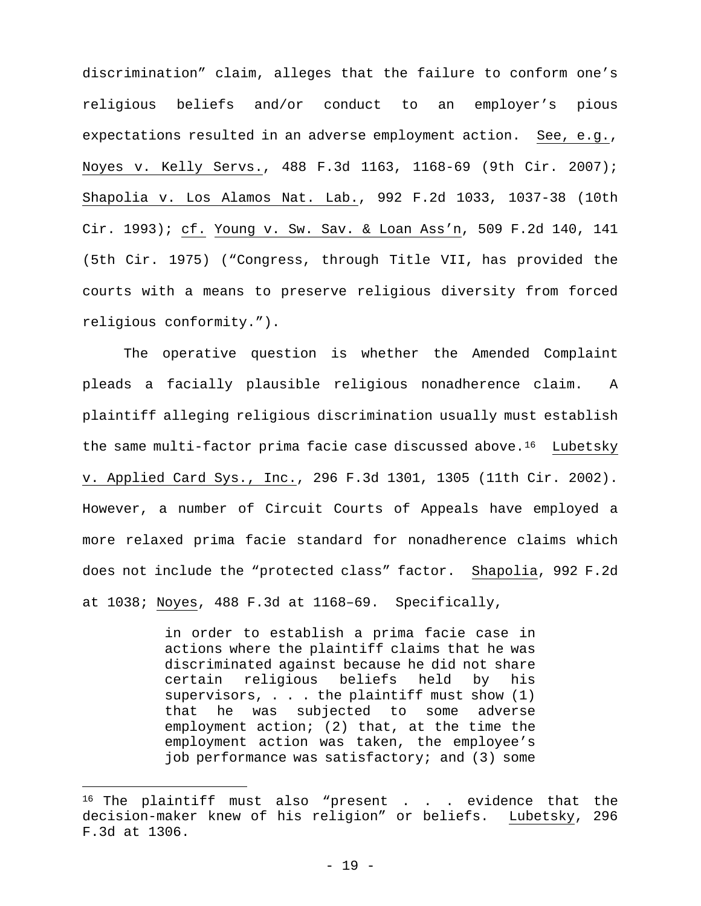discrimination” claim, alleges that the failure to conform one’s religious beliefs and/or conduct to an employer’s pious expectations resulted in an adverse employment action. See, e.g., Noyes v. Kelly Servs., 488 F.3d 1163, 1168-69 (9th Cir. 2007); Shapolia v. Los Alamos Nat. Lab., 992 F.2d 1033, 1037-38 (10th Cir. 1993); cf. Young v. Sw. Sav. & Loan Ass’n, 509 F.2d 140, 141 (5th Cir. 1975) (“Congress, through Title VII, has provided the courts with a means to preserve religious diversity from forced religious conformity.”).

The operative question is whether the Amended Complaint pleads a facially plausible religious nonadherence claim. A plaintiff alleging religious discrimination usually must establish the same multi-factor prima facie case discussed above.[16] Lubetsky v. Applied Card Sys., Inc., 296 F.3d 1301, 1305 (11th Cir. 2002). However, a number of Circuit Courts of Appeals have employed a more relaxed prima facie standard for nonadherence claims which does not include the “protected class” factor. Shapolia, 992 F.2d at 1038; Noyes, 488 F.3d at 1168–69. Specifically,

> in order to establish a prima facie case in actions where the plaintiff claims that he was discriminated against because he did not share certain religious beliefs held by his supervisors, . . . the plaintiff must show (1) that he was subjected to some adverse employment action; (2) that, at the time the employment action was taken, the employee’s job performance was satisfactory; and (3) some

---

[16] The plaintiff must also “present . . . evidence that the decision-maker knew of his religion” or beliefs. Lubetsky, 296 F.3d at 1306.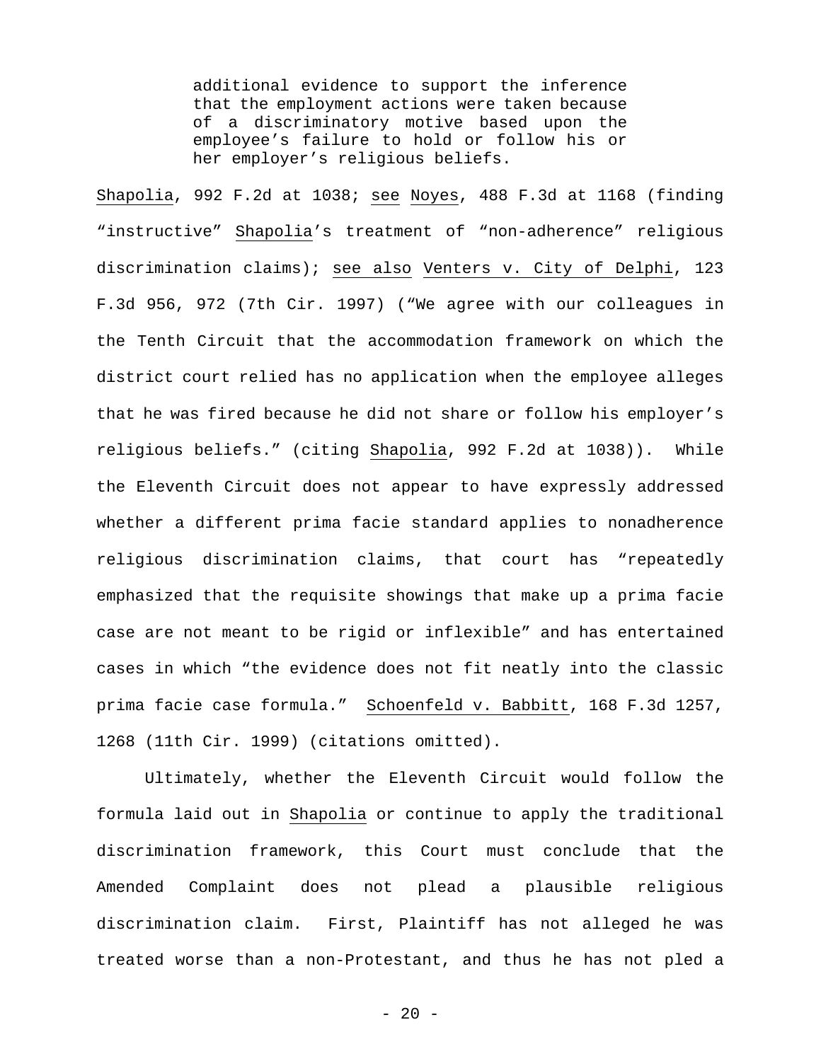> additional evidence to support the inference that the employment actions were taken because of a discriminatory motive based upon the employee's failure to hold or follow his or her employer's religious beliefs.

Shapolia, 992 F.2d at 1038; see Noyes, 488 F.3d at 1168 (finding "instructive" Shapolia's treatment of "non-adherence" religious discrimination claims); see also Venters v. City of Delphi, 123 F.3d 956, 972 (7th Cir. 1997) ("We agree with our colleagues in the Tenth Circuit that the accommodation framework on which the district court relied has no application when the employee alleges that he was fired because he did not share or follow his employer's religious beliefs." (citing Shapolia, 992 F.2d at 1038)). While the Eleventh Circuit does not appear to have expressly addressed whether a different prima facie standard applies to nonadherence religious discrimination claims, that court has "repeatedly emphasized that the requisite showings that make up a prima facie case are not meant to be rigid or inflexible" and has entertained cases in which "the evidence does not fit neatly into the classic prima facie case formula." Schoenfeld v. Babbitt, 168 F.3d 1257, 1268 (11th Cir. 1999) (citations omitted).

Ultimately, whether the Eleventh Circuit would follow the formula laid out in Shapolia or continue to apply the traditional discrimination framework, this Court must conclude that the Amended Complaint does not plead a plausible religious discrimination claim. First, Plaintiff has not alleged he was treated worse than a non-Protestant, and thus he has not pled a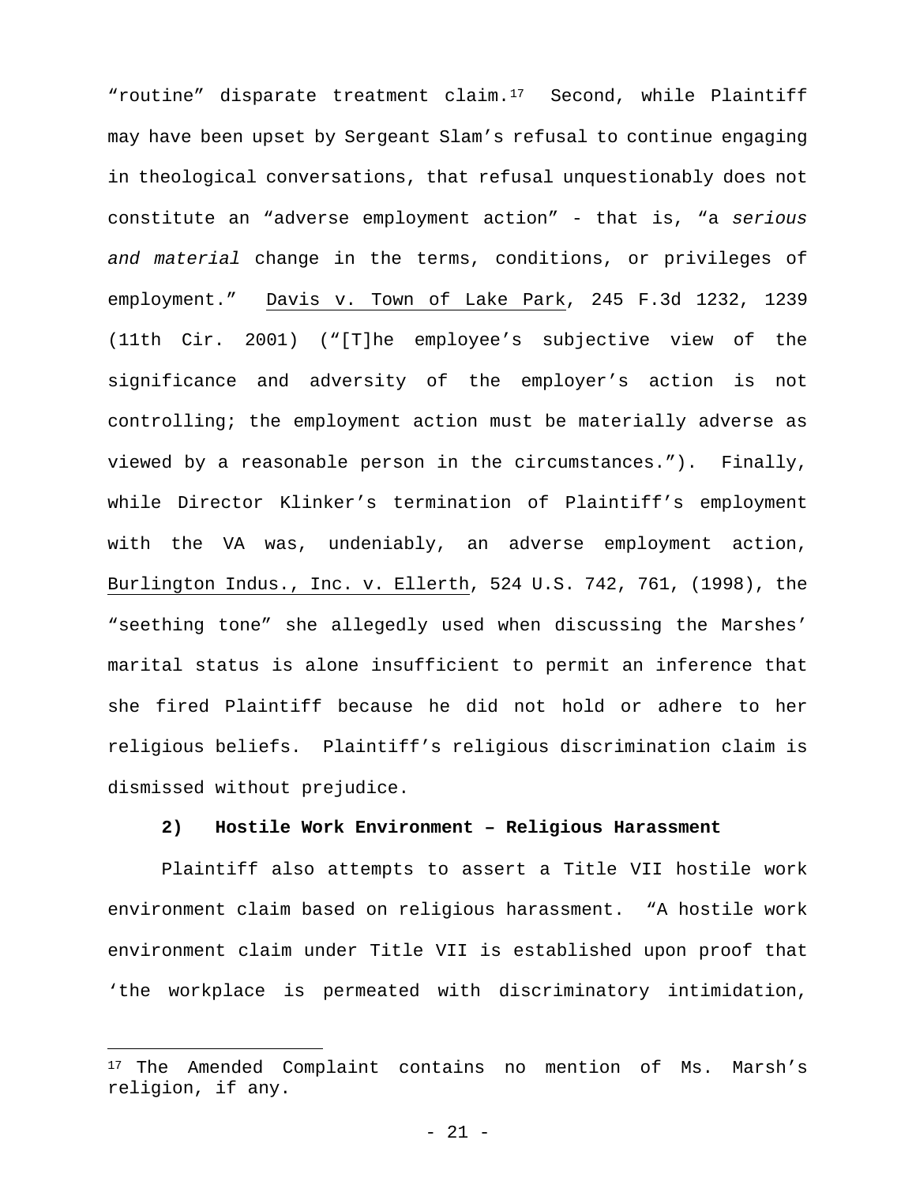"routine" disparate treatment claim.[17] Second, while Plaintiff may have been upset by Sergeant Slam's refusal to continue engaging in theological conversations, that refusal unquestionably does not constitute an "adverse employment action" - that is, "a *serious and material* change in the terms, conditions, or privileges of employment." Davis v. Town of Lake Park, 245 F.3d 1232, 1239 (11th Cir. 2001) ("[T]he employee's subjective view of the significance and adversity of the employer's action is not controlling; the employment action must be materially adverse as viewed by a reasonable person in the circumstances."). Finally, while Director Klinker's termination of Plaintiff's employment with the VA was, undeniably, an adverse employment action, Burlington Indus., Inc. v. Ellerth, 524 U.S. 742, 761, (1998), the "seething tone" she allegedly used when discussing the Marshes' marital status is alone insufficient to permit an inference that she fired Plaintiff because he did not hold or adhere to her religious beliefs. Plaintiff's religious discrimination claim is dismissed without prejudice.

**2) Hostile Work Environment – Religious Harassment**

Plaintiff also attempts to assert a Title VII hostile work environment claim based on religious harassment. "A hostile work environment claim under Title VII is established upon proof that 'the workplace is permeated with discriminatory intimidation,

---

[17] The Amended Complaint contains no mention of Ms. Marsh's religion, if any.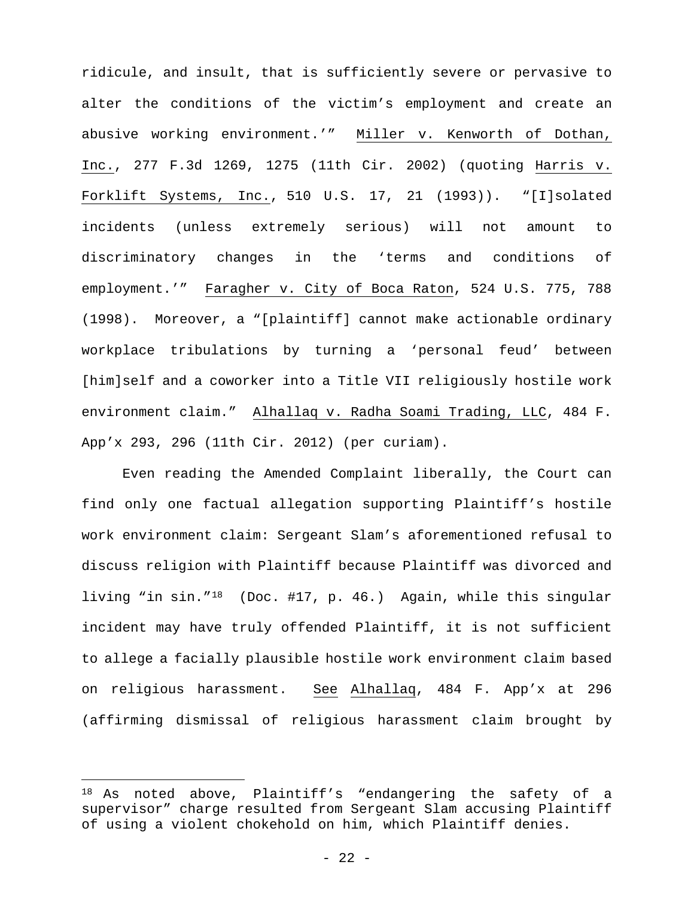ridicule, and insult, that is sufficiently severe or pervasive to alter the conditions of the victim's employment and create an abusive working environment.'" Miller v. Kenworth of Dothan, Inc., 277 F.3d 1269, 1275 (11th Cir. 2002) (quoting Harris v. Forklift Systems, Inc., 510 U.S. 17, 21 (1993)). "[I]solated incidents (unless extremely serious) will not amount to discriminatory changes in the 'terms and conditions of employment.'" Faragher v. City of Boca Raton, 524 U.S. 775, 788 (1998). Moreover, a "[plaintiff] cannot make actionable ordinary workplace tribulations by turning a 'personal feud' between [him]self and a coworker into a Title VII religiously hostile work environment claim." Alhallaq v. Radha Soami Trading, LLC, 484 F. App'x 293, 296 (11th Cir. 2012) (per curiam).

Even reading the Amended Complaint liberally, the Court can find only one factual allegation supporting Plaintiff's hostile work environment claim: Sergeant Slam's aforementioned refusal to discuss religion with Plaintiff because Plaintiff was divorced and living "in sin."[18] (Doc. #17, p. 46.) Again, while this singular incident may have truly offended Plaintiff, it is not sufficient to allege a facially plausible hostile work environment claim based on religious harassment. See Alhallaq, 484 F. App'x at 296 (affirming dismissal of religious harassment claim brought by

[18] As noted above, Plaintiff's "endangering the safety of a supervisor" charge resulted from Sergeant Slam accusing Plaintiff of using a violent chokehold on him, which Plaintiff denies.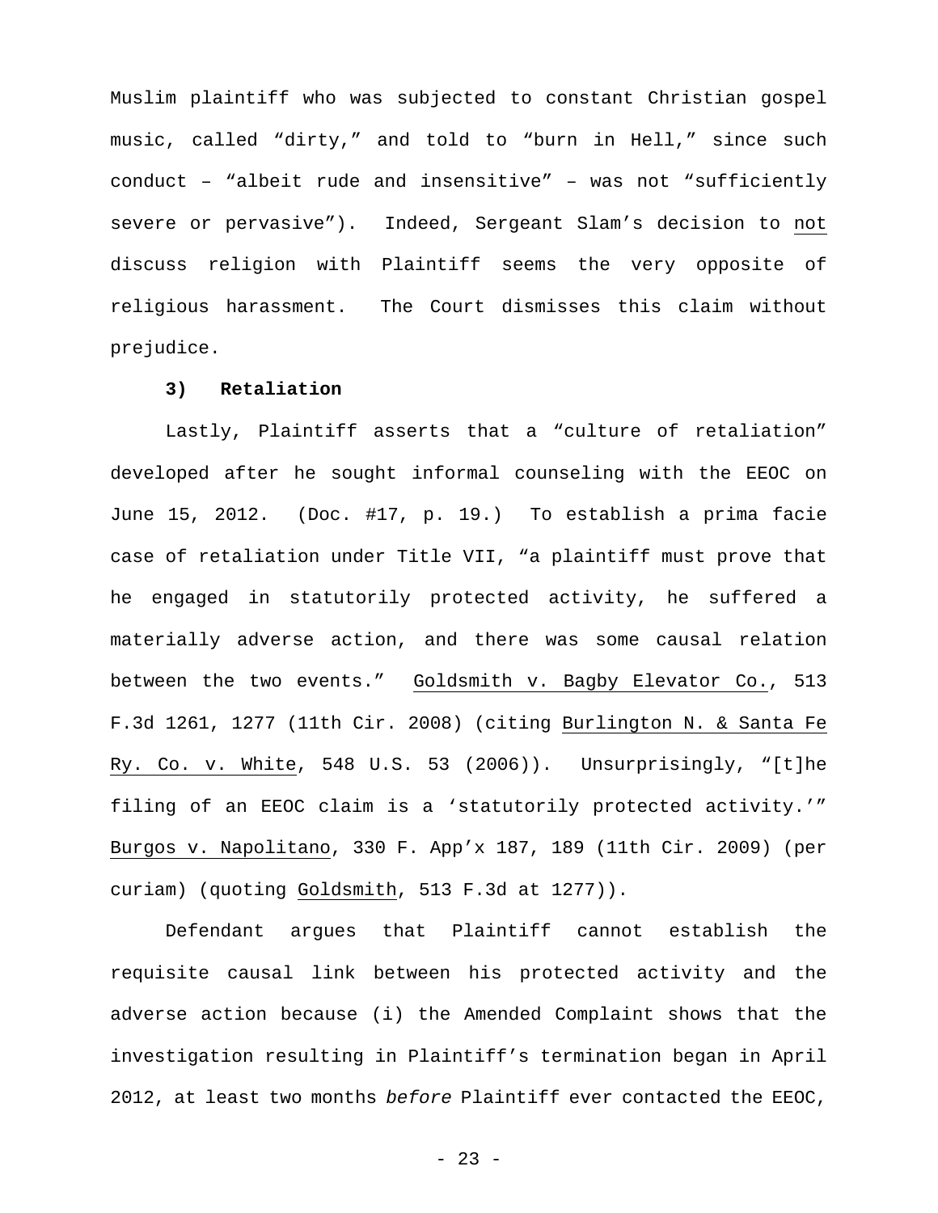Muslim plaintiff who was subjected to constant Christian gospel music, called "dirty," and told to "burn in Hell," since such conduct – "albeit rude and insensitive" – was not "sufficiently severe or pervasive"). Indeed, Sergeant Slam's decision to not discuss religion with Plaintiff seems the very opposite of religious harassment. The Court dismisses this claim without prejudice.

**3) Retaliation**

Lastly, Plaintiff asserts that a "culture of retaliation" developed after he sought informal counseling with the EEOC on June 15, 2012. (Doc. #17, p. 19.) To establish a prima facie case of retaliation under Title VII, "a plaintiff must prove that he engaged in statutorily protected activity, he suffered a materially adverse action, and there was some causal relation between the two events." Goldsmith v. Bagby Elevator Co., 513 F.3d 1261, 1277 (11th Cir. 2008) (citing Burlington N. & Santa Fe Ry. Co. v. White, 548 U.S. 53 (2006)). Unsurprisingly, "[t]he filing of an EEOC claim is a 'statutorily protected activity.'" Burgos v. Napolitano, 330 F. App'x 187, 189 (11th Cir. 2009) (per curiam) (quoting Goldsmith, 513 F.3d at 1277)).

Defendant argues that Plaintiff cannot establish the requisite causal link between his protected activity and the adverse action because (i) the Amended Complaint shows that the investigation resulting in Plaintiff's termination began in April 2012, at least two months *before* Plaintiff ever contacted the EEOC,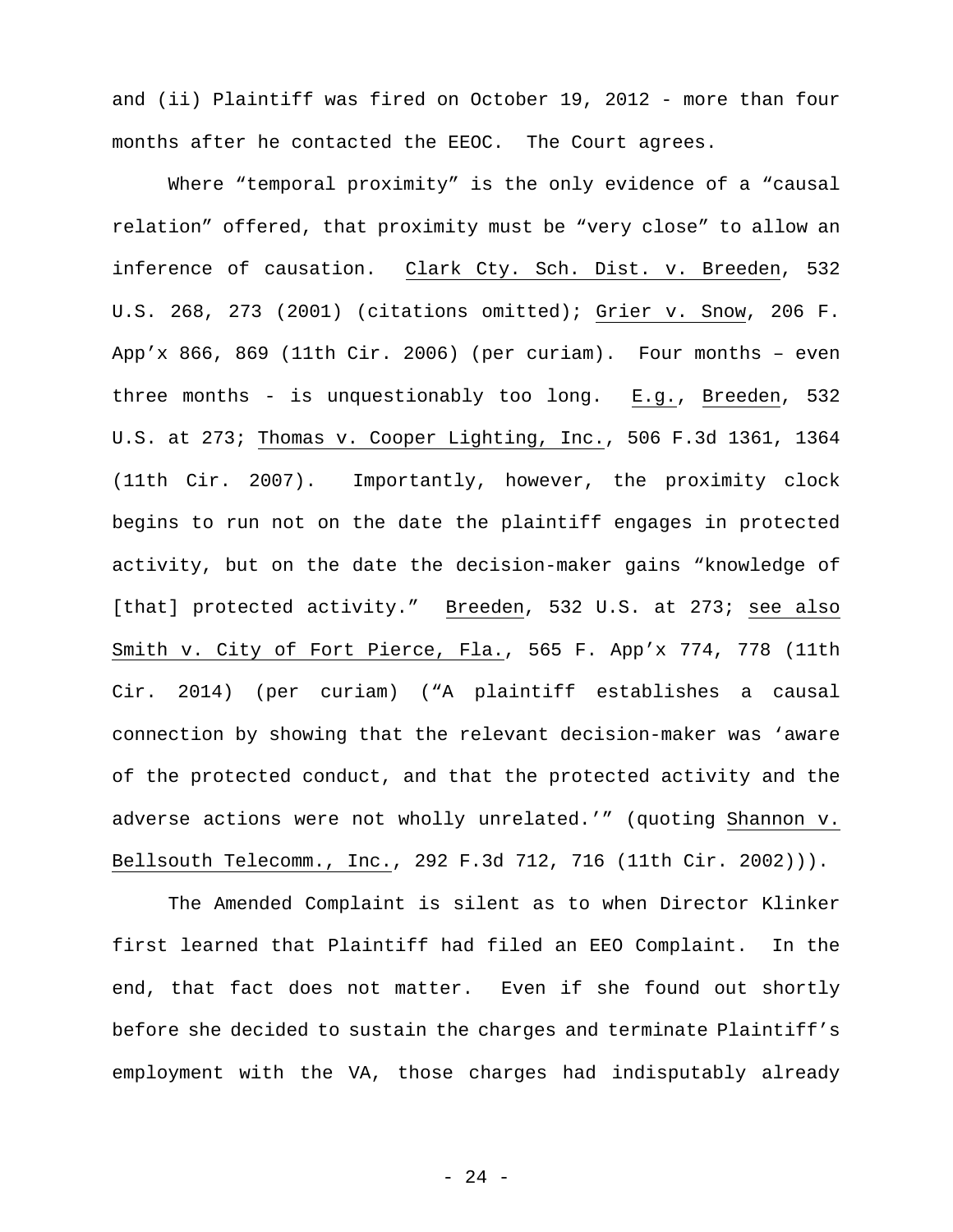and (ii) Plaintiff was fired on October 19, 2012 - more than four months after he contacted the EEOC. The Court agrees.

Where "temporal proximity" is the only evidence of a "causal relation" offered, that proximity must be "very close" to allow an inference of causation. Clark Cty. Sch. Dist. v. Breeden, 532 U.S. 268, 273 (2001) (citations omitted); Grier v. Snow, 206 F. App'x 866, 869 (11th Cir. 2006) (per curiam). Four months – even three months - is unquestionably too long. E.g., Breeden, 532 U.S. at 273; Thomas v. Cooper Lighting, Inc., 506 F.3d 1361, 1364 (11th Cir. 2007). Importantly, however, the proximity clock begins to run not on the date the plaintiff engages in protected activity, but on the date the decision-maker gains "knowledge of [that] protected activity." Breeden, 532 U.S. at 273; see also Smith v. City of Fort Pierce, Fla., 565 F. App'x 774, 778 (11th Cir. 2014) (per curiam) ("A plaintiff establishes a causal connection by showing that the relevant decision-maker was 'aware of the protected conduct, and that the protected activity and the adverse actions were not wholly unrelated.'" (quoting Shannon v. Bellsouth Telecomm., Inc., 292 F.3d 712, 716 (11th Cir. 2002))).

The Amended Complaint is silent as to when Director Klinker first learned that Plaintiff had filed an EEO Complaint. In the end, that fact does not matter. Even if she found out shortly before she decided to sustain the charges and terminate Plaintiff's employment with the VA, those charges had indisputably already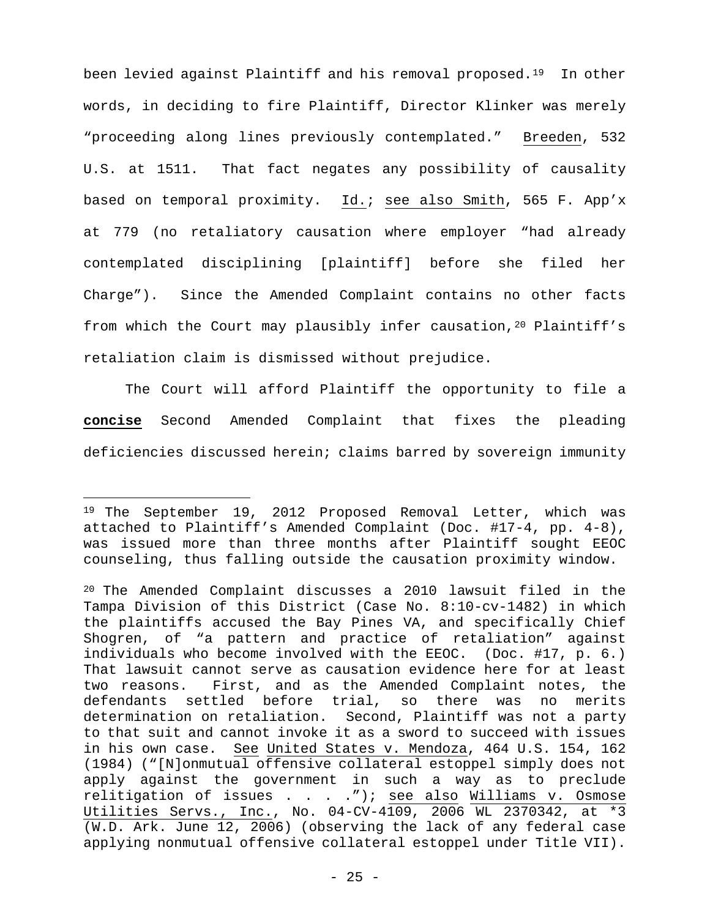been levied against Plaintiff and his removal proposed.[19] In other words, in deciding to fire Plaintiff, Director Klinker was merely "proceeding along lines previously contemplated." Breeden, 532 U.S. at 1511. That fact negates any possibility of causality based on temporal proximity. Id.; see also Smith, 565 F. App'x at 779 (no retaliatory causation where employer "had already contemplated disciplining [plaintiff] before she filed her Charge"). Since the Amended Complaint contains no other facts from which the Court may plausibly infer causation,[20] Plaintiff's retaliation claim is dismissed without prejudice.

The Court will afford Plaintiff the opportunity to file a **concise** Second Amended Complaint that fixes the pleading deficiencies discussed herein; claims barred by sovereign immunity

---

[19] The September 19, 2012 Proposed Removal Letter, which was attached to Plaintiff's Amended Complaint (Doc. #17-4, pp. 4-8), was issued more than three months after Plaintiff sought EEOC counseling, thus falling outside the causation proximity window.

[20] The Amended Complaint discusses a 2010 lawsuit filed in the Tampa Division of this District (Case No. 8:10-cv-1482) in which the plaintiffs accused the Bay Pines VA, and specifically Chief Shogren, of "a pattern and practice of retaliation" against individuals who become involved with the EEOC. (Doc. #17, p. 6.) That lawsuit cannot serve as causation evidence here for at least two reasons. First, and as the Amended Complaint notes, the defendants settled before trial, so there was no merits determination on retaliation. Second, Plaintiff was not a party to that suit and cannot invoke it as a sword to succeed with issues in his own case. See United States v. Mendoza, 464 U.S. 154, 162 (1984) ("[N]onmutual offensive collateral estoppel simply does not apply against the government in such a way as to preclude relitigation of issues . . . ."); see also Williams v. Osmose Utilities Servs., Inc., No. 04-CV-4109, 2006 WL 2370342, at *3 (W.D. Ark. June 12, 2006) (observing the lack of any federal case applying nonmutual offensive collateral estoppel under Title VII).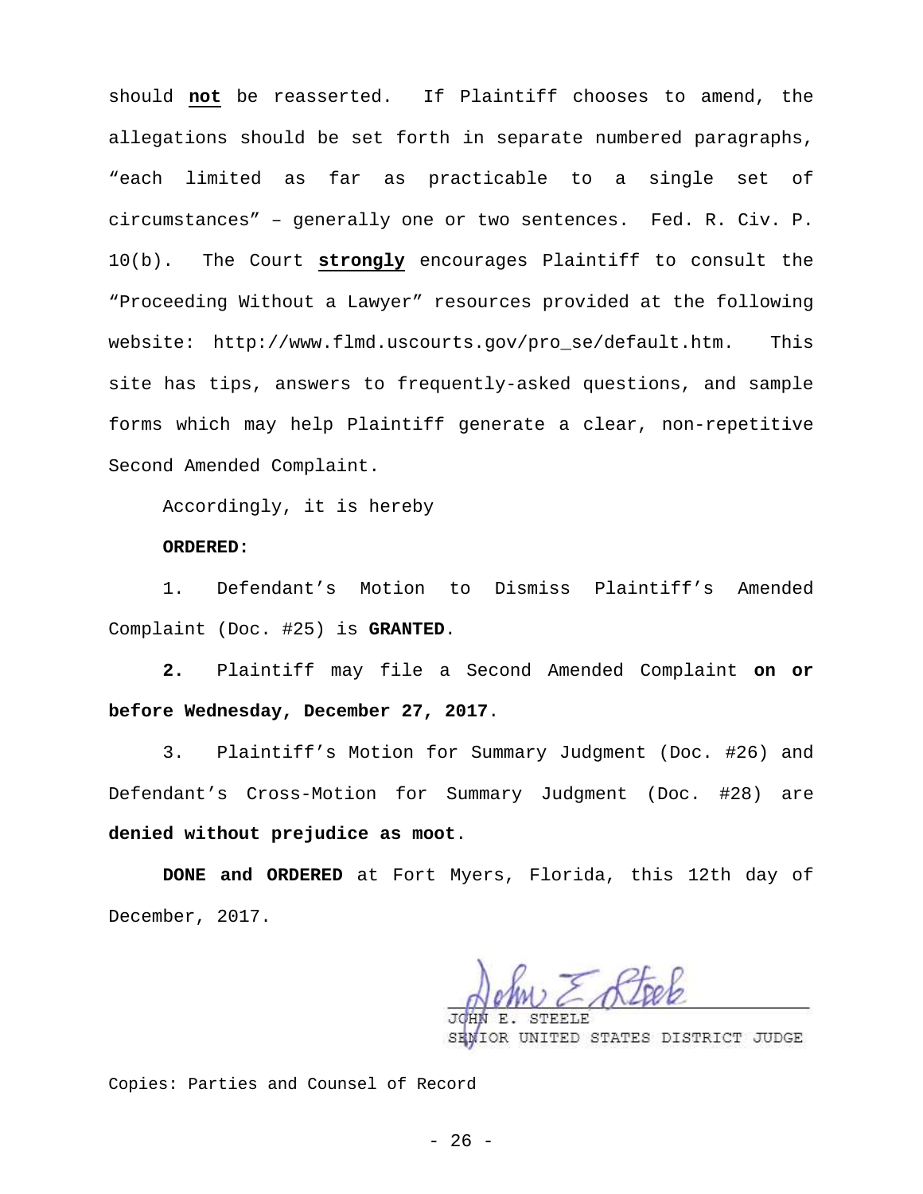should **not** be reasserted. If Plaintiff chooses to amend, the allegations should be set forth in separate numbered paragraphs, "each limited as far as practicable to a single set of circumstances" – generally one or two sentences. Fed. R. Civ. P. 10(b). The Court **strongly** encourages Plaintiff to consult the "Proceeding Without a Lawyer" resources provided at the following website: http://www.flmd.uscourts.gov/pro_se/default.htm. This site has tips, answers to frequently-asked questions, and sample forms which may help Plaintiff generate a clear, non-repetitive Second Amended Complaint.

Accordingly, it is hereby

**ORDERED:**

1. Defendant's Motion to Dismiss Plaintiff's Amended Complaint (Doc. #25) is **GRANTED**.

**2.** Plaintiff may file a Second Amended Complaint **on or before Wednesday, December 27, 2017**.

3. Plaintiff's Motion for Summary Judgment (Doc. #26) and Defendant's Cross-Motion for Summary Judgment (Doc. #28) are **denied without prejudice as moot**.

**DONE and ORDERED** at Fort Myers, Florida, this 12th day of December, 2017.

JOHN E. STEELE
SENIOR UNITED STATES DISTRICT JUDGE

Copies: Parties and Counsel of Record